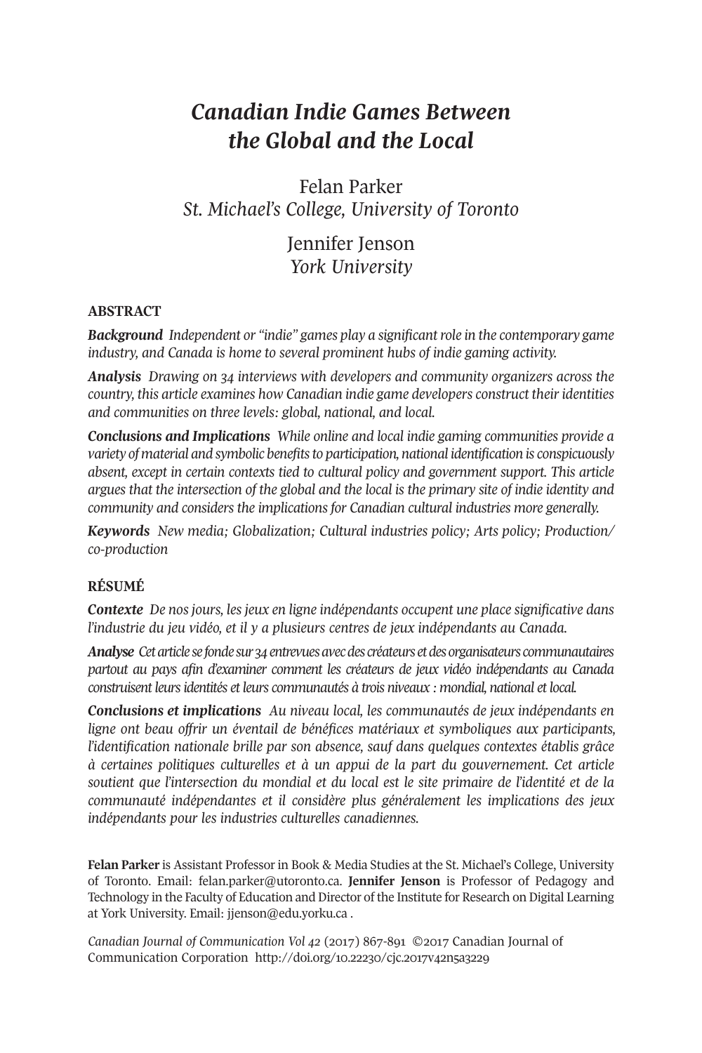# *Canadian Indie Games Between the Global and the Local*

Felan Parker
*St. Michael's College, University of Toronto*

Jennifer Jenson
*York University*

## ABSTRACT

***Background*** *Independent or "indie" games play a significant role in the contemporary game industry, and Canada is home to several prominent hubs of indie gaming activity.*

***Analysis*** *Drawing on 34 interviews with developers and community organizers across the country, this article examines how Canadian indie game developers construct their identities and communities on three levels: global, national, and local.*

***Conclusions and Implications*** *While online and local indie gaming communities provide a variety of material and symbolic benefits to participation, national identification is conspicuously absent, except in certain contexts tied to cultural policy and government support. This article argues that the intersection of the global and the local is the primary site of indie identity and community and considers the implications for Canadian cultural industries more generally.*

***Keywords*** *New media; Globalization; Cultural industries policy; Arts policy; Production/co-production*

## RÉSUMÉ

***Contexte*** *De nos jours, les jeux en ligne indépendants occupent une place significative dans l'industrie du jeu vidéo, et il y a plusieurs centres de jeux indépendants au Canada.*

***Analyse*** *Cet article se fonde sur 34 entrevues avec des créateurs et des organisateurs communautaires partout au pays afin d'examiner comment les créateurs de jeux vidéo indépendants au Canada construisent leurs identités et leurs communautés à trois niveaux : mondial, national et local.*

***Conclusions et implications*** *Au niveau local, les communautés de jeux indépendants en ligne ont beau offrir un éventail de bénéfices matériaux et symboliques aux participants, l'identification nationale brille par son absence, sauf dans quelques contextes établis grâce à certaines politiques culturelles et à un appui de la part du gouvernement. Cet article soutient que l'intersection du mondial et du local est le site primaire de l'identité et de la communauté indépendantes et il considère plus généralement les implications des jeux indépendants pour les industries culturelles canadiennes.*

**Felan Parker** is Assistant Professor in Book & Media Studies at the St. Michael's College, University of Toronto. Email: felan.parker@utoronto.ca. **Jennifer Jenson** is Professor of Pedagogy and Technology in the Faculty of Education and Director of the Institute for Research on Digital Learning at York University. Email: jjenson@edu.yorku.ca .

*Canadian Journal of Communication Vol 42* (2017) 867-891 ©2017 Canadian Journal of Communication Corporation http://doi.org/10.22230/cjc.2017v42n5a3229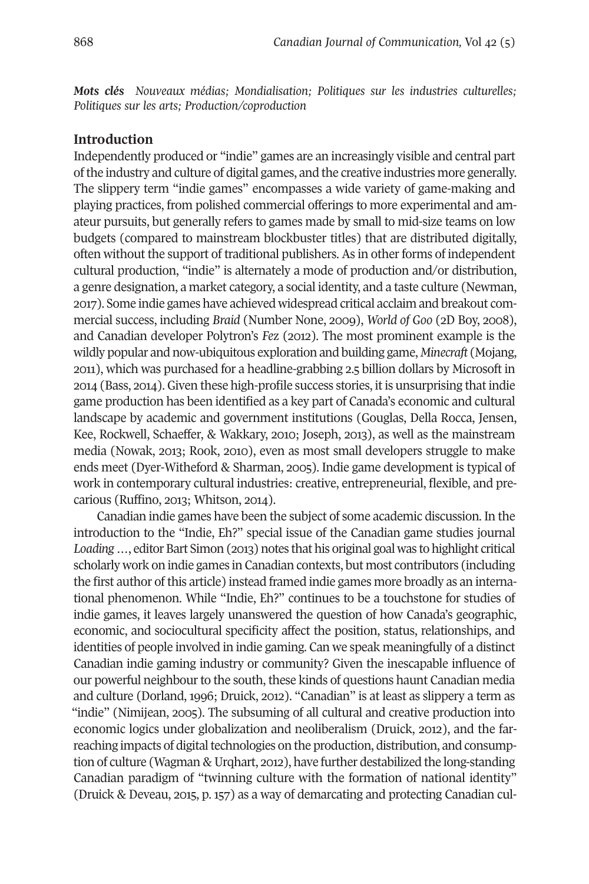***Mots clés*** *Nouveaux médias; Mondialisation; Politiques sur les industries culturelles; Politiques sur les arts; Production/coproduction*

## Introduction

Independently produced or "indie" games are an increasingly visible and central part of the industry and culture of digital games, and the creative industries more generally. The slippery term "indie games" encompasses a wide variety of game-making and playing practices, from polished commercial offerings to more experimental and amateur pursuits, but generally refers to games made by small to mid-size teams on low budgets (compared to mainstream blockbuster titles) that are distributed digitally, often without the support of traditional publishers. As in other forms of independent cultural production, "indie" is alternately a mode of production and/or distribution, a genre designation, a market category, a social identity, and a taste culture (Newman, 2017). Some indie games have achieved widespread critical acclaim and breakout commercial success, including *Braid* (Number None, 2009), *World of Goo* (2D Boy, 2008), and Canadian developer Polytron's *Fez* (2012). The most prominent example is the wildly popular and now-ubiquitous exploration and building game, *Minecraft* (Mojang, 2011), which was purchased for a headline-grabbing 2.5 billion dollars by Microsoft in 2014 (Bass, 2014). Given these high-profile success stories, it is unsurprising that indie game production has been identified as a key part of Canada's economic and cultural landscape by academic and government institutions (Gouglas, Della Rocca, Jensen, Kee, Rockwell, Schaeffer, & Wakkary, 2010; Joseph, 2013), as well as the mainstream media (Nowak, 2013; Rook, 2010), even as most small developers struggle to make ends meet (Dyer-Witheford & Sharman, 2005). Indie game development is typical of work in contemporary cultural industries: creative, entrepreneurial, flexible, and precarious (Ruffino, 2013; Whitson, 2014).

Canadian indie games have been the subject of some academic discussion. In the introduction to the "Indie, Eh?" special issue of the Canadian game studies journal *Loading …*, editor Bart Simon (2013) notes that his original goal was to highlight critical scholarly work on indie games in Canadian contexts, but most contributors (including the first author of this article) instead framed indie games more broadly as an international phenomenon. While "Indie, Eh?" continues to be a touchstone for studies of indie games, it leaves largely unanswered the question of how Canada's geographic, economic, and sociocultural specificity affect the position, status, relationships, and identities of people involved in indie gaming. Can we speak meaningfully of a distinct Canadian indie gaming industry or community? Given the inescapable influence of our powerful neighbour to the south, these kinds of questions haunt Canadian media and culture (Dorland, 1996; Druick, 2012). "Canadian" is at least as slippery a term as "indie" (Nimijean, 2005). The subsuming of all cultural and creative production into economic logics under globalization and neoliberalism (Druick, 2012), and the far-reaching impacts of digital technologies on the production, distribution, and consumption of culture (Wagman & Urqhart, 2012), have further destabilized the long-standing Canadian paradigm of "twinning culture with the formation of national identity" (Druick & Deveau, 2015, p. 157) as a way of demarcating and protecting Canadian cul-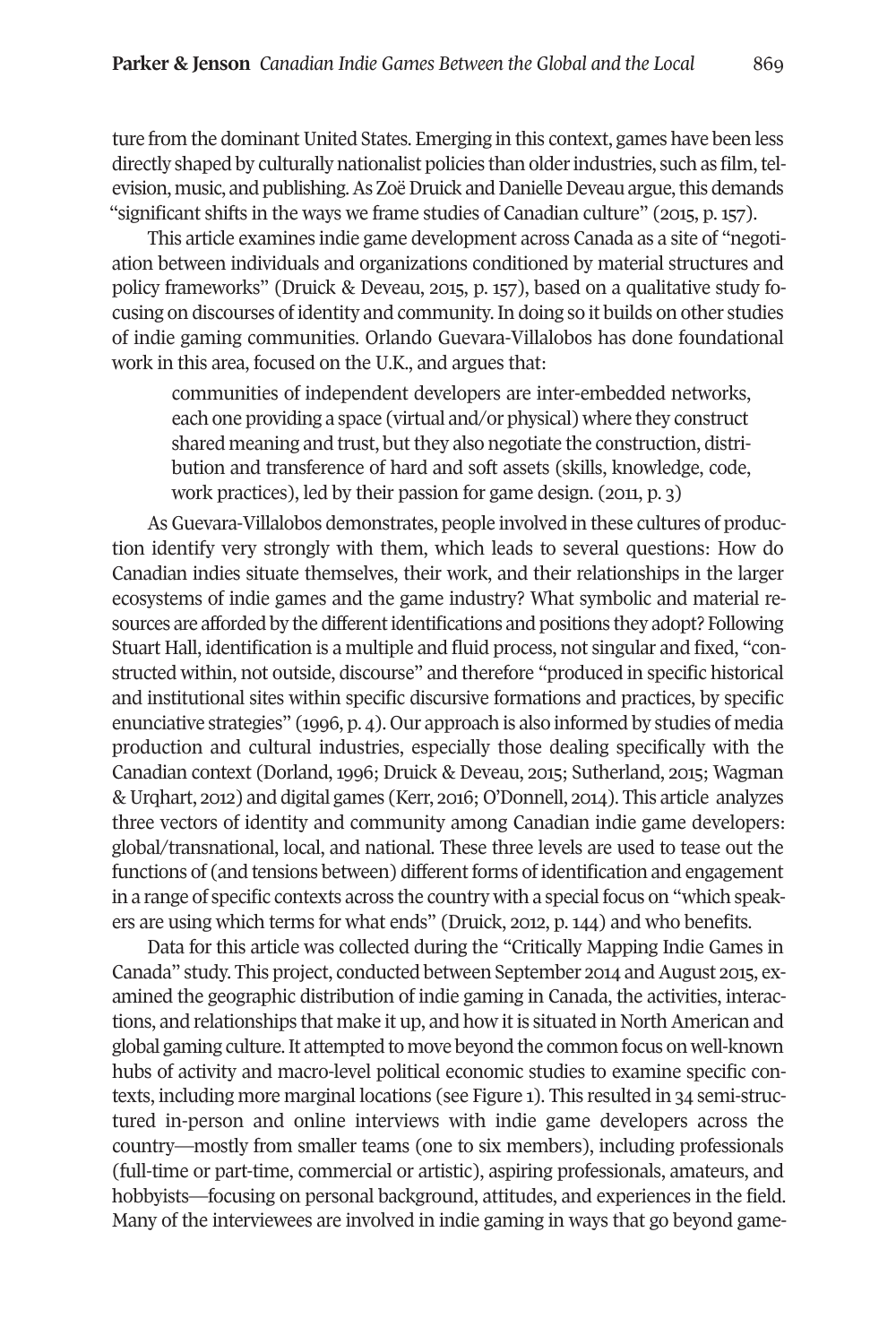ture from the dominant United States. Emerging in this context, games have been less directly shaped by culturally nationalist policies than older industries, such as film, television, music, and publishing. As Zoë Druick and Danielle Deveau argue, this demands "significant shifts in the ways we frame studies of Canadian culture" (2015, p. 157).

This article examines indie game development across Canada as a site of "negotiation between individuals and organizations conditioned by material structures and policy frameworks" (Druick & Deveau, 2015, p. 157), based on a qualitative study focusing on discourses of identity and community. In doing so it builds on other studies of indie gaming communities. Orlando Guevara-Villalobos has done foundational work in this area, focused on the U.K., and argues that:

> communities of independent developers are inter-embedded networks, each one providing a space (virtual and/or physical) where they construct shared meaning and trust, but they also negotiate the construction, distribution and transference of hard and soft assets (skills, knowledge, code, work practices), led by their passion for game design. (2011, p. 3)

As Guevara-Villalobos demonstrates, people involved in these cultures of production identify very strongly with them, which leads to several questions: How do Canadian indies situate themselves, their work, and their relationships in the larger ecosystems of indie games and the game industry? What symbolic and material resources are afforded by the different identifications and positions they adopt? Following Stuart Hall, identification is a multiple and fluid process, not singular and fixed, "constructed within, not outside, discourse" and therefore "produced in specific historical and institutional sites within specific discursive formations and practices, by specific enunciative strategies" (1996, p. 4). Our approach is also informed by studies of media production and cultural industries, especially those dealing specifically with the Canadian context (Dorland, 1996; Druick & Deveau, 2015; Sutherland, 2015; Wagman & Urqhart, 2012) and digital games (Kerr, 2016; O'Donnell, 2014). This article analyzes three vectors of identity and community among Canadian indie game developers: global/transnational, local, and national. These three levels are used to tease out the functions of (and tensions between) different forms of identification and engagement in a range of specific contexts across the country with a special focus on "which speakers are using which terms for what ends" (Druick, 2012, p. 144) and who benefits.

Data for this article was collected during the "Critically Mapping Indie Games in Canada" study. This project, conducted between September 2014 and August 2015, examined the geographic distribution of indie gaming in Canada, the activities, interactions, and relationships that make it up, and how it is situated in North American and global gaming culture. It attempted to move beyond the common focus on well-known hubs of activity and macro-level political economic studies to examine specific contexts, including more marginal locations (see Figure 1). This resulted in 34 semi-structured in-person and online interviews with indie game developers across the country—mostly from smaller teams (one to six members), including professionals (full-time or part-time, commercial or artistic), aspiring professionals, amateurs, and hobbyists—focusing on personal background, attitudes, and experiences in the field. Many of the interviewees are involved in indie gaming in ways that go beyond game-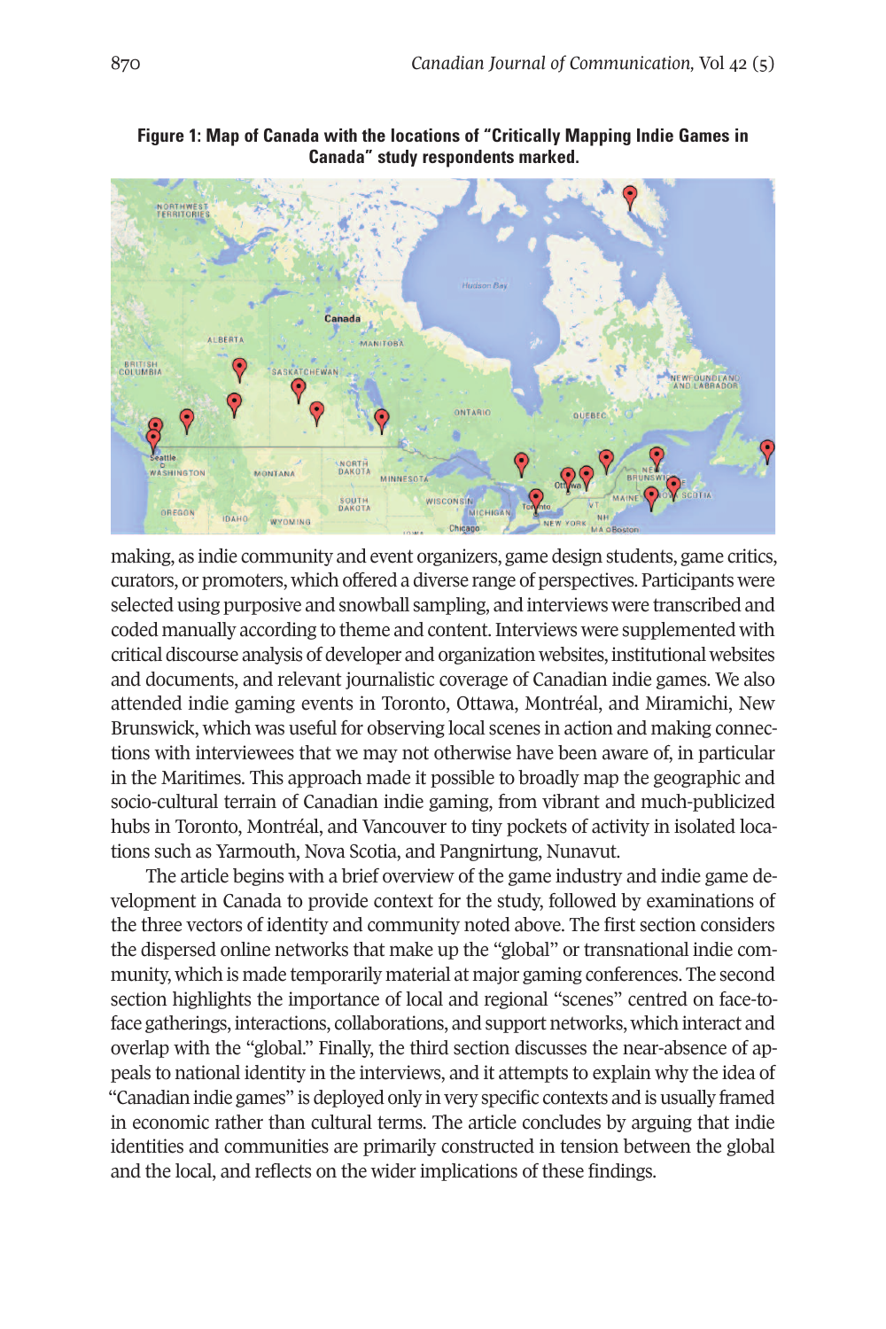**Figure 1: Map of Canada with the locations of "Critically Mapping Indie Games in Canada" study respondents marked.**

making, as indie community and event organizers, game design students, game critics, curators, or promoters, which offered a diverse range of perspectives. Participants were selected using purposive and snowball sampling, and interviews were transcribed and coded manually according to theme and content. Interviews were supplemented with critical discourse analysis of developer and organization websites, institutional websites and documents, and relevant journalistic coverage of Canadian indie games. We also attended indie gaming events in Toronto, Ottawa, Montréal, and Miramichi, New Brunswick, which was useful for observing local scenes in action and making connections with interviewees that we may not otherwise have been aware of, in particular in the Maritimes. This approach made it possible to broadly map the geographic and socio-cultural terrain of Canadian indie gaming, from vibrant and much-publicized hubs in Toronto, Montréal, and Vancouver to tiny pockets of activity in isolated locations such as Yarmouth, Nova Scotia, and Pangnirtung, Nunavut.

The article begins with a brief overview of the game industry and indie game development in Canada to provide context for the study, followed by examinations of the three vectors of identity and community noted above. The first section considers the dispersed online networks that make up the "global" or transnational indie community, which is made temporarily material at major gaming conferences. The second section highlights the importance of local and regional "scenes" centred on face-to-face gatherings, interactions, collaborations, and support networks, which interact and overlap with the "global." Finally, the third section discusses the near-absence of appeals to national identity in the interviews, and it attempts to explain why the idea of "Canadian indie games" is deployed only in very specific contexts and is usually framed in economic rather than cultural terms. The article concludes by arguing that indie identities and communities are primarily constructed in tension between the global and the local, and reflects on the wider implications of these findings.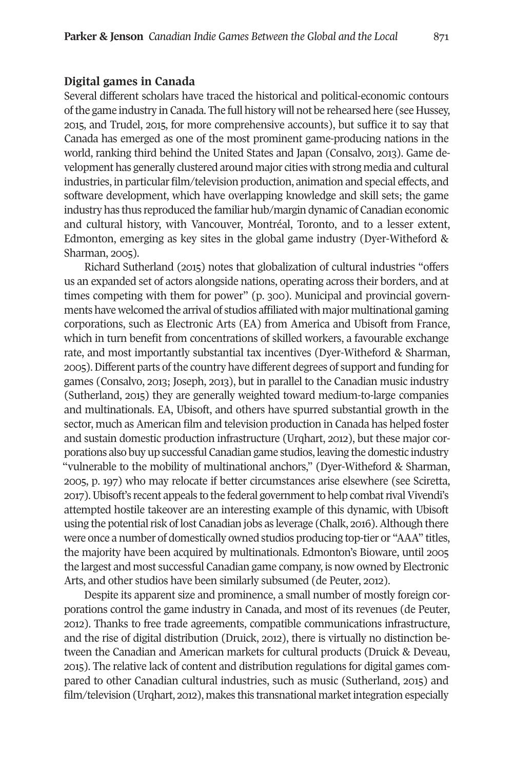### Digital games in Canada

Several different scholars have traced the historical and political-economic contours of the game industry in Canada. The full history will not be rehearsed here (see Hussey, 2015, and Trudel, 2015, for more comprehensive accounts), but suffice it to say that Canada has emerged as one of the most prominent game-producing nations in the world, ranking third behind the United States and Japan (Consalvo, 2013). Game development has generally clustered around major cities with strong media and cultural industries, in particular film/television production, animation and special effects, and software development, which have overlapping knowledge and skill sets; the game industry has thus reproduced the familiar hub/margin dynamic of Canadian economic and cultural history, with Vancouver, Montréal, Toronto, and to a lesser extent, Edmonton, emerging as key sites in the global game industry (Dyer-Witheford & Sharman, 2005).

Richard Sutherland (2015) notes that globalization of cultural industries "offers us an expanded set of actors alongside nations, operating across their borders, and at times competing with them for power" (p. 300). Municipal and provincial governments have welcomed the arrival of studios affiliated with major multinational gaming corporations, such as Electronic Arts (EA) from America and Ubisoft from France, which in turn benefit from concentrations of skilled workers, a favourable exchange rate, and most importantly substantial tax incentives (Dyer-Witheford & Sharman, 2005). Different parts of the country have different degrees of support and funding for games (Consalvo, 2013; Joseph, 2013), but in parallel to the Canadian music industry (Sutherland, 2015) they are generally weighted toward medium-to-large companies and multinationals. EA, Ubisoft, and others have spurred substantial growth in the sector, much as American film and television production in Canada has helped foster and sustain domestic production infrastructure (Urqhart, 2012), but these major corporations also buy up successful Canadian game studios, leaving the domestic industry "vulnerable to the mobility of multinational anchors," (Dyer-Witheford & Sharman, 2005, p. 197) who may relocate if better circumstances arise elsewhere (see Sciretta, 2017). Ubisoft's recent appeals to the federal government to help combat rival Vivendi's attempted hostile takeover are an interesting example of this dynamic, with Ubisoft using the potential risk of lost Canadian jobs as leverage (Chalk, 2016). Although there were once a number of domestically owned studios producing top-tier or "AAA" titles, the majority have been acquired by multinationals. Edmonton's Bioware, until 2005 the largest and most successful Canadian game company, is now owned by Electronic Arts, and other studios have been similarly subsumed (de Peuter, 2012).

Despite its apparent size and prominence, a small number of mostly foreign corporations control the game industry in Canada, and most of its revenues (de Peuter, 2012). Thanks to free trade agreements, compatible communications infrastructure, and the rise of digital distribution (Druick, 2012), there is virtually no distinction between the Canadian and American markets for cultural products (Druick & Deveau, 2015). The relative lack of content and distribution regulations for digital games compared to other Canadian cultural industries, such as music (Sutherland, 2015) and film/television (Urqhart, 2012), makes this transnational market integration especially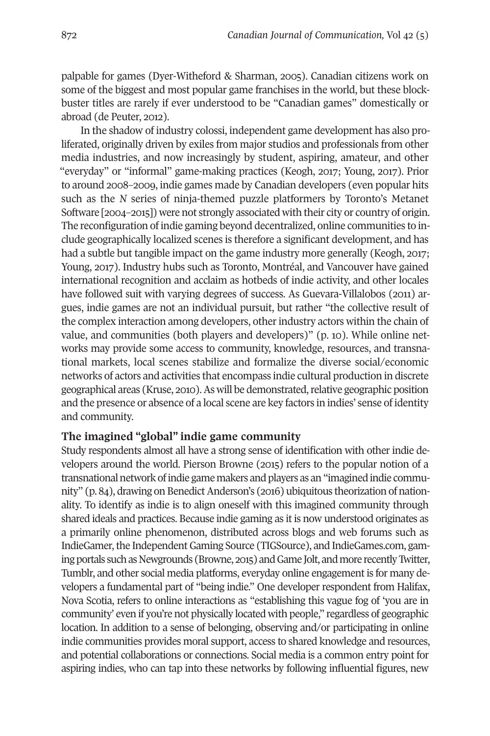palpable for games (Dyer-Witheford & Sharman, 2005). Canadian citizens work on some of the biggest and most popular game franchises in the world, but these blockbuster titles are rarely if ever understood to be "Canadian games" domestically or abroad (de Peuter, 2012).

In the shadow of industry colossi, independent game development has also proliferated, originally driven by exiles from major studios and professionals from other media industries, and now increasingly by student, aspiring, amateur, and other "everyday" or "informal" game-making practices (Keogh, 2017; Young, 2017). Prior to around 2008–2009, indie games made by Canadian developers (even popular hits such as the *N* series of ninja-themed puzzle platformers by Toronto's Metanet Software [2004–2015]) were not strongly associated with their city or country of origin. The reconfiguration of indie gaming beyond decentralized, online communities to include geographically localized scenes is therefore a significant development, and has had a subtle but tangible impact on the game industry more generally (Keogh, 2017; Young, 2017). Industry hubs such as Toronto, Montréal, and Vancouver have gained international recognition and acclaim as hotbeds of indie activity, and other locales have followed suit with varying degrees of success. As Guevara-Villalobos (2011) argues, indie games are not an individual pursuit, but rather "the collective result of the complex interaction among developers, other industry actors within the chain of value, and communities (both players and developers)" (p. 10). While online networks may provide some access to community, knowledge, resources, and transnational markets, local scenes stabilize and formalize the diverse social/economic networks of actors and activities that encompass indie cultural production in discrete geographical areas (Kruse, 2010). As will be demonstrated, relative geographic position and the presence or absence of a local scene are key factors in indies' sense of identity and community.

## The imagined "global" indie game community

Study respondents almost all have a strong sense of identification with other indie developers around the world. Pierson Browne (2015) refers to the popular notion of a transnational network of indie game makers and players as an "imagined indie community" (p. 84), drawing on Benedict Anderson's (2016) ubiquitous theorization of nationality. To identify as indie is to align oneself with this imagined community through shared ideals and practices. Because indie gaming as it is now understood originates as a primarily online phenomenon, distributed across blogs and web forums such as IndieGamer, the Independent Gaming Source (TIGSource), and IndieGames.com, gaming portals such as Newgrounds (Browne, 2015) and Game Jolt, and more recently Twitter, Tumblr, and other social media platforms, everyday online engagement is for many developers a fundamental part of "being indie." One developer respondent from Halifax, Nova Scotia, refers to online interactions as "establishing this vague fog of 'you are in community' even if you're not physically located with people," regardless of geographic location. In addition to a sense of belonging, observing and/or participating in online indie communities provides moral support, access to shared knowledge and resources, and potential collaborations or connections. Social media is a common entry point for aspiring indies, who can tap into these networks by following influential figures, new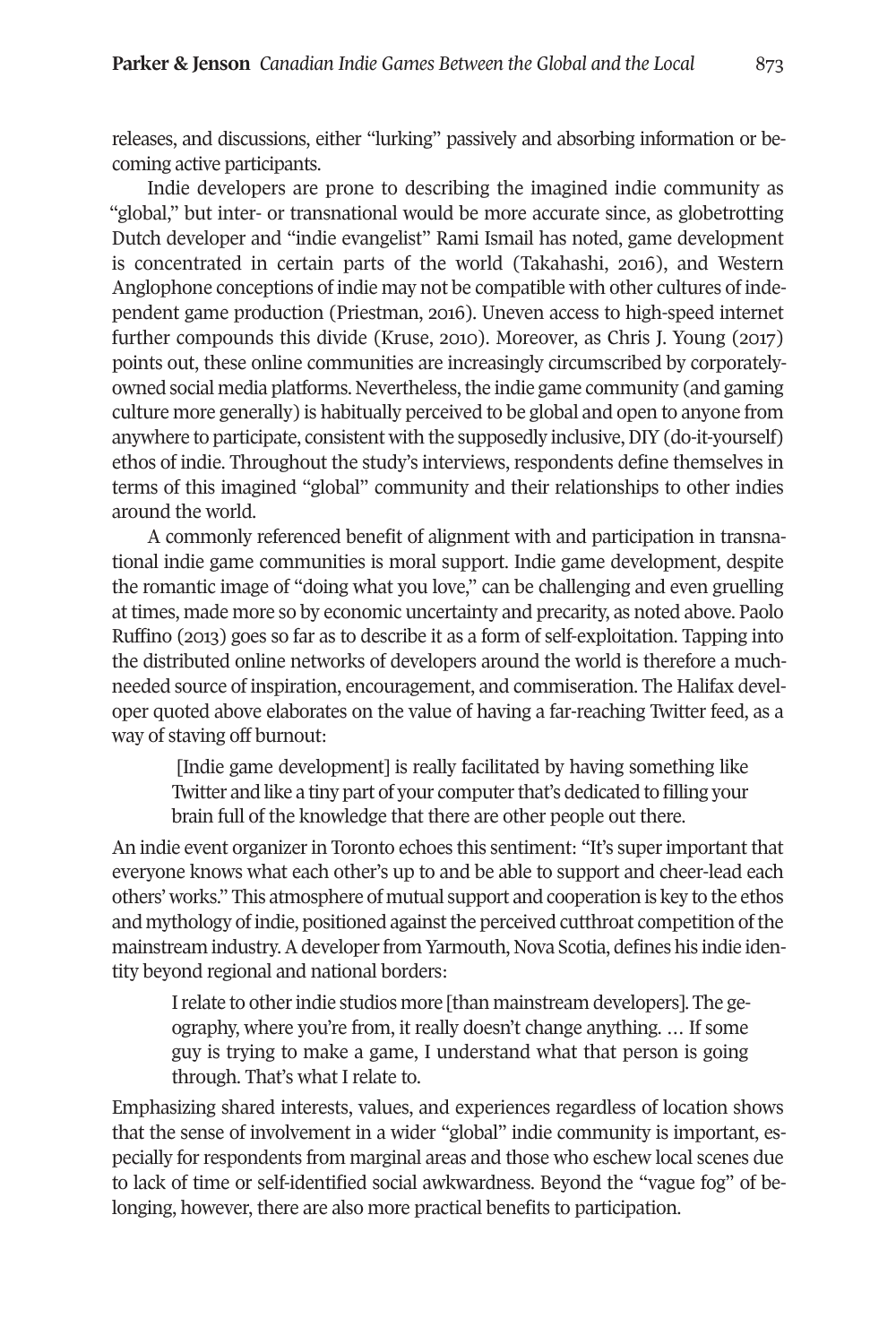releases, and discussions, either "lurking" passively and absorbing information or becoming active participants.

Indie developers are prone to describing the imagined indie community as "global," but inter- or transnational would be more accurate since, as globetrotting Dutch developer and "indie evangelist" Rami Ismail has noted, game development is concentrated in certain parts of the world (Takahashi, 2016), and Western Anglophone conceptions of indie may not be compatible with other cultures of independent game production (Priestman, 2016). Uneven access to high-speed internet further compounds this divide (Kruse, 2010). Moreover, as Chris J. Young (2017) points out, these online communities are increasingly circumscribed by corporately-owned social media platforms. Nevertheless, the indie game community (and gaming culture more generally) is habitually perceived to be global and open to anyone from anywhere to participate, consistent with the supposedly inclusive, DIY (do-it-yourself) ethos of indie. Throughout the study's interviews, respondents define themselves in terms of this imagined "global" community and their relationships to other indies around the world.

A commonly referenced benefit of alignment with and participation in transnational indie game communities is moral support. Indie game development, despite the romantic image of "doing what you love," can be challenging and even gruelling at times, made more so by economic uncertainty and precarity, as noted above. Paolo Ruffino (2013) goes so far as to describe it as a form of self-exploitation. Tapping into the distributed online networks of developers around the world is therefore a much-needed source of inspiration, encouragement, and commiseration. The Halifax developer quoted above elaborates on the value of having a far-reaching Twitter feed, as a way of staving off burnout:

> [Indie game development] is really facilitated by having something like Twitter and like a tiny part of your computer that's dedicated to filling your brain full of the knowledge that there are other people out there.

An indie event organizer in Toronto echoes this sentiment: "It's super important that everyone knows what each other's up to and be able to support and cheer-lead each others' works." This atmosphere of mutual support and cooperation is key to the ethos and mythology of indie, positioned against the perceived cutthroat competition of the mainstream industry. A developer from Yarmouth, Nova Scotia, defines his indie identity beyond regional and national borders:

> I relate to other indie studios more [than mainstream developers]. The geography, where you're from, it really doesn't change anything. … If some guy is trying to make a game, I understand what that person is going through. That's what I relate to.

Emphasizing shared interests, values, and experiences regardless of location shows that the sense of involvement in a wider "global" indie community is important, especially for respondents from marginal areas and those who eschew local scenes due to lack of time or self-identified social awkwardness. Beyond the "vague fog" of belonging, however, there are also more practical benefits to participation.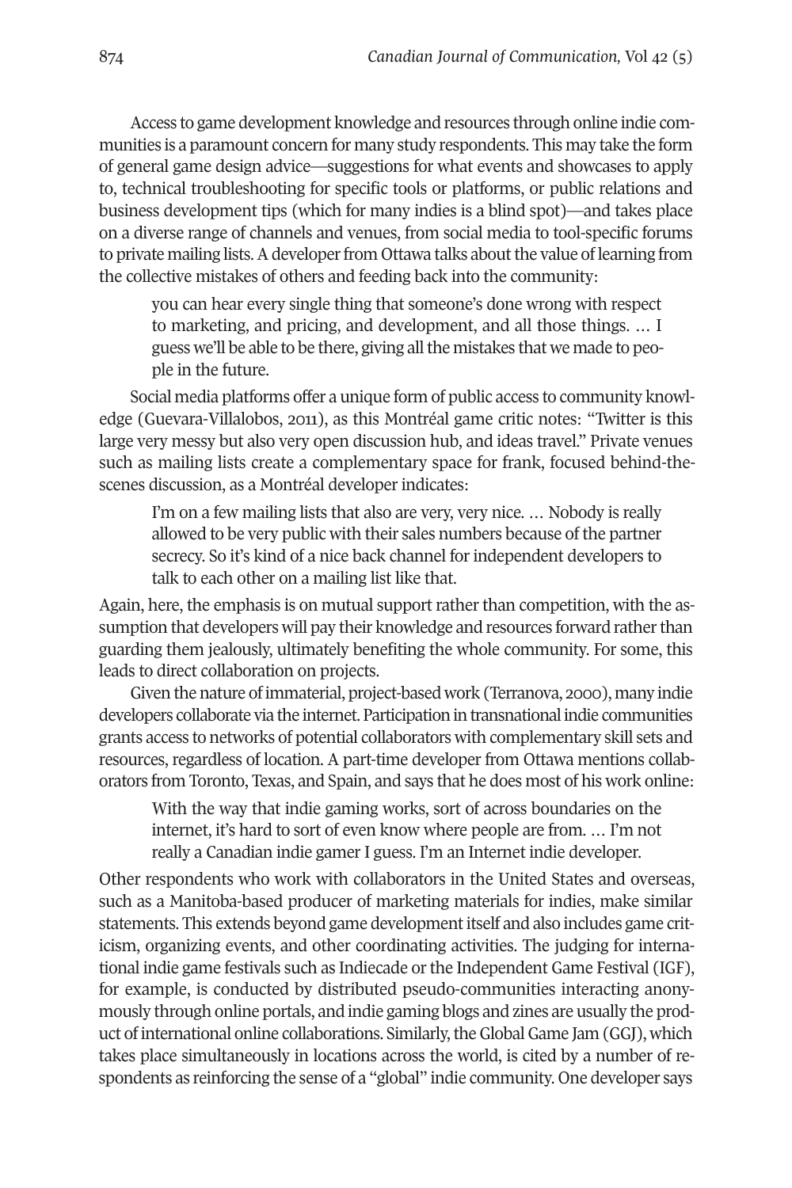Access to game development knowledge and resources through online indie communities is a paramount concern for many study respondents. This may take the form of general game design advice—suggestions for what events and showcases to apply to, technical troubleshooting for specific tools or platforms, or public relations and business development tips (which for many indies is a blind spot)—and takes place on a diverse range of channels and venues, from social media to tool-specific forums to private mailing lists. A developer from Ottawa talks about the value of learning from the collective mistakes of others and feeding back into the community:

> you can hear every single thing that someone's done wrong with respect to marketing, and pricing, and development, and all those things. … I guess we'll be able to be there, giving all the mistakes that we made to people in the future.

Social media platforms offer a unique form of public access to community knowledge (Guevara-Villalobos, 2011), as this Montréal game critic notes: "Twitter is this large very messy but also very open discussion hub, and ideas travel." Private venues such as mailing lists create a complementary space for frank, focused behind-the-scenes discussion, as a Montréal developer indicates:

> I'm on a few mailing lists that also are very, very nice. … Nobody is really allowed to be very public with their sales numbers because of the partner secrecy. So it's kind of a nice back channel for independent developers to talk to each other on a mailing list like that.

Again, here, the emphasis is on mutual support rather than competition, with the assumption that developers will pay their knowledge and resources forward rather than guarding them jealously, ultimately benefiting the whole community. For some, this leads to direct collaboration on projects.

Given the nature of immaterial, project-based work (Terranova, 2000), many indie developers collaborate via the internet. Participation in transnational indie communities grants access to networks of potential collaborators with complementary skill sets and resources, regardless of location. A part-time developer from Ottawa mentions collaborators from Toronto, Texas, and Spain, and says that he does most of his work online:

> With the way that indie gaming works, sort of across boundaries on the internet, it's hard to sort of even know where people are from. … I'm not really a Canadian indie gamer I guess. I'm an Internet indie developer.

Other respondents who work with collaborators in the United States and overseas, such as a Manitoba-based producer of marketing materials for indies, make similar statements. This extends beyond game development itself and also includes game criticism, organizing events, and other coordinating activities. The judging for international indie game festivals such as Indiecade or the Independent Game Festival (IGF), for example, is conducted by distributed pseudo-communities interacting anonymously through online portals, and indie gaming blogs and zines are usually the product of international online collaborations. Similarly, the Global Game Jam (GGJ), which takes place simultaneously in locations across the world, is cited by a number of respondents as reinforcing the sense of a "global" indie community. One developer says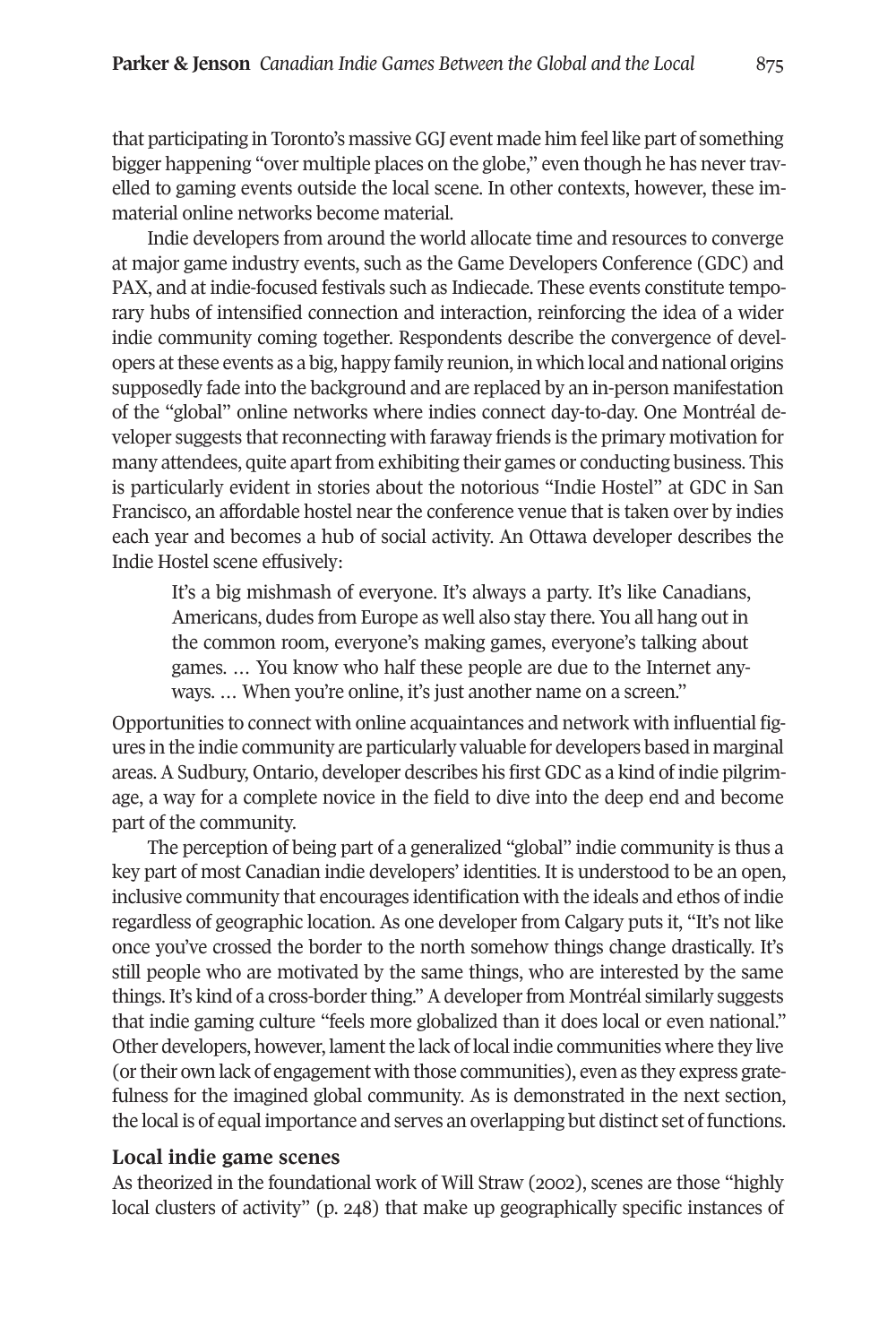that participating in Toronto's massive GGJ event made him feel like part of something bigger happening "over multiple places on the globe," even though he has never travelled to gaming events outside the local scene. In other contexts, however, these immaterial online networks become material.

Indie developers from around the world allocate time and resources to converge at major game industry events, such as the Game Developers Conference (GDC) and PAX, and at indie-focused festivals such as Indiecade. These events constitute temporary hubs of intensified connection and interaction, reinforcing the idea of a wider indie community coming together. Respondents describe the convergence of developers at these events as a big, happy family reunion, in which local and national origins supposedly fade into the background and are replaced by an in-person manifestation of the "global" online networks where indies connect day-to-day. One Montréal developer suggests that reconnecting with faraway friends is the primary motivation for many attendees, quite apart from exhibiting their games or conducting business. This is particularly evident in stories about the notorious "Indie Hostel" at GDC in San Francisco, an affordable hostel near the conference venue that is taken over by indies each year and becomes a hub of social activity. An Ottawa developer describes the Indie Hostel scene effusively:

> It's a big mishmash of everyone. It's always a party. It's like Canadians, Americans, dudes from Europe as well also stay there. You all hang out in the common room, everyone's making games, everyone's talking about games. … You know who half these people are due to the Internet anyways. … When you're online, it's just another name on a screen."

Opportunities to connect with online acquaintances and network with influential figures in the indie community are particularly valuable for developers based in marginal areas. A Sudbury, Ontario, developer describes his first GDC as a kind of indie pilgrimage, a way for a complete novice in the field to dive into the deep end and become part of the community.

The perception of being part of a generalized "global" indie community is thus a key part of most Canadian indie developers' identities. It is understood to be an open, inclusive community that encourages identification with the ideals and ethos of indie regardless of geographic location. As one developer from Calgary puts it, "It's not like once you've crossed the border to the north somehow things change drastically. It's still people who are motivated by the same things, who are interested by the same things. It's kind of a cross-border thing." A developer from Montréal similarly suggests that indie gaming culture "feels more globalized than it does local or even national." Other developers, however, lament the lack of local indie communities where they live (or their own lack of engagement with those communities), even as they express gratefulness for the imagined global community. As is demonstrated in the next section, the local is of equal importance and serves an overlapping but distinct set of functions.

### Local indie game scenes

As theorized in the foundational work of Will Straw (2002), scenes are those "highly local clusters of activity" (p. 248) that make up geographically specific instances of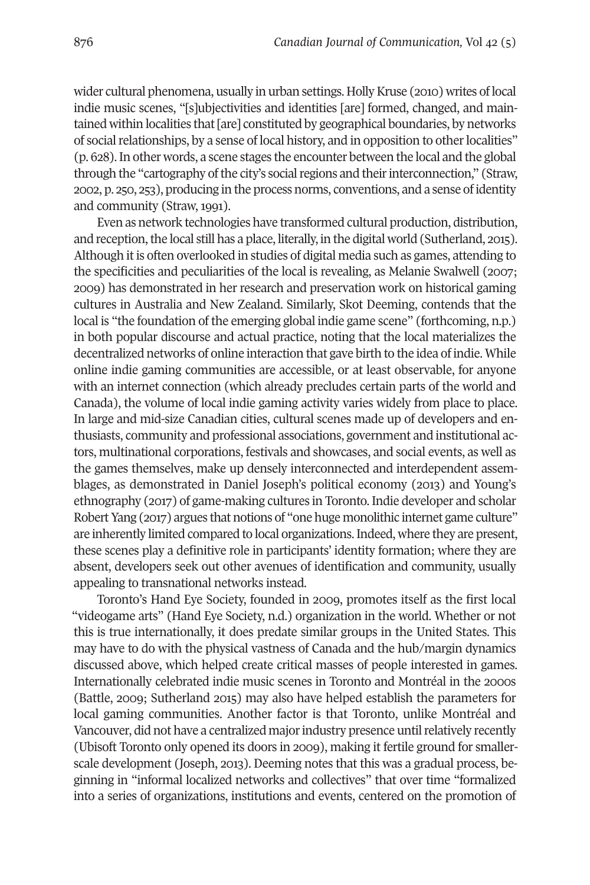wider cultural phenomena, usually in urban settings. Holly Kruse (2010) writes of local indie music scenes, "[s]ubjectivities and identities [are] formed, changed, and maintained within localities that [are] constituted by geographical boundaries, by networks of social relationships, by a sense of local history, and in opposition to other localities" (p. 628). In other words, a scene stages the encounter between the local and the global through the "cartography of the city's social regions and their interconnection," (Straw, 2002, p. 250, 253), producing in the process norms, conventions, and a sense of identity and community (Straw, 1991).

Even as network technologies have transformed cultural production, distribution, and reception, the local still has a place, literally, in the digital world (Sutherland, 2015). Although it is often overlooked in studies of digital media such as games, attending to the specificities and peculiarities of the local is revealing, as Melanie Swalwell (2007; 2009) has demonstrated in her research and preservation work on historical gaming cultures in Australia and New Zealand. Similarly, Skot Deeming, contends that the local is "the foundation of the emerging global indie game scene" (forthcoming, n.p.) in both popular discourse and actual practice, noting that the local materializes the decentralized networks of online interaction that gave birth to the idea of indie. While online indie gaming communities are accessible, or at least observable, for anyone with an internet connection (which already precludes certain parts of the world and Canada), the volume of local indie gaming activity varies widely from place to place. In large and mid-size Canadian cities, cultural scenes made up of developers and enthusiasts, community and professional associations, government and institutional actors, multinational corporations, festivals and showcases, and social events, as well as the games themselves, make up densely interconnected and interdependent assemblages, as demonstrated in Daniel Joseph's political economy (2013) and Young's ethnography (2017) of game-making cultures in Toronto. Indie developer and scholar Robert Yang (2017) argues that notions of "one huge monolithic internet game culture" are inherently limited compared to local organizations. Indeed, where they are present, these scenes play a definitive role in participants' identity formation; where they are absent, developers seek out other avenues of identification and community, usually appealing to transnational networks instead.

Toronto's Hand Eye Society, founded in 2009, promotes itself as the first local "videogame arts" (Hand Eye Society, n.d.) organization in the world. Whether or not this is true internationally, it does predate similar groups in the United States. This may have to do with the physical vastness of Canada and the hub/margin dynamics discussed above, which helped create critical masses of people interested in games. Internationally celebrated indie music scenes in Toronto and Montréal in the 2000s (Battle, 2009; Sutherland 2015) may also have helped establish the parameters for local gaming communities. Another factor is that Toronto, unlike Montréal and Vancouver, did not have a centralized major industry presence until relatively recently (Ubisoft Toronto only opened its doors in 2009), making it fertile ground for smaller-scale development (Joseph, 2013). Deeming notes that this was a gradual process, beginning in "informal localized networks and collectives" that over time "formalized into a series of organizations, institutions and events, centered on the promotion of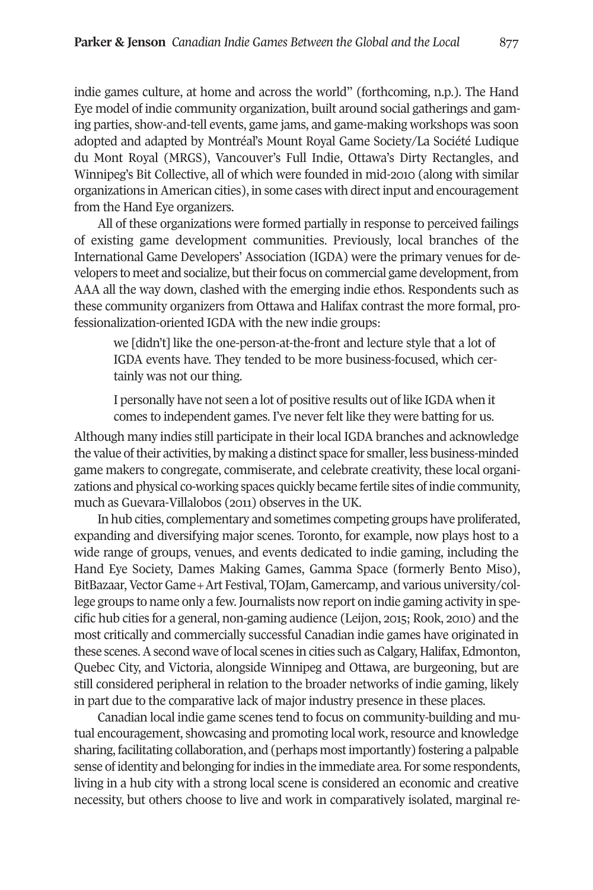indie games culture, at home and across the world" (forthcoming, n.p.). The Hand Eye model of indie community organization, built around social gatherings and gaming parties, show-and-tell events, game jams, and game-making workshops was soon adopted and adapted by Montréal's Mount Royal Game Society/La Société Ludique du Mont Royal (MRGS), Vancouver's Full Indie, Ottawa's Dirty Rectangles, and Winnipeg's Bit Collective, all of which were founded in mid-2010 (along with similar organizations in American cities), in some cases with direct input and encouragement from the Hand Eye organizers.

All of these organizations were formed partially in response to perceived failings of existing game development communities. Previously, local branches of the International Game Developers' Association (IGDA) were the primary venues for developers to meet and socialize, but their focus on commercial game development, from AAA all the way down, clashed with the emerging indie ethos. Respondents such as these community organizers from Ottawa and Halifax contrast the more formal, professionalization-oriented IGDA with the new indie groups:

> we [didn't] like the one-person-at-the-front and lecture style that a lot of IGDA events have. They tended to be more business-focused, which certainly was not our thing.
>
> I personally have not seen a lot of positive results out of like IGDA when it comes to independent games. I've never felt like they were batting for us.

Although many indies still participate in their local IGDA branches and acknowledge the value of their activities, by making a distinct space for smaller, less business-minded game makers to congregate, commiserate, and celebrate creativity, these local organizations and physical co-working spaces quickly became fertile sites of indie community, much as Guevara-Villalobos (2011) observes in the UK.

In hub cities, complementary and sometimes competing groups have proliferated, expanding and diversifying major scenes. Toronto, for example, now plays host to a wide range of groups, venues, and events dedicated to indie gaming, including the Hand Eye Society, Dames Making Games, Gamma Space (formerly Bento Miso), BitBazaar, Vector Game + Art Festival, TOJam, Gamercamp, and various university/college groups to name only a few. Journalists now report on indie gaming activity in specific hub cities for a general, non-gaming audience (Leijon, 2015; Rook, 2010) and the most critically and commercially successful Canadian indie games have originated in these scenes. A second wave of local scenes in cities such as Calgary, Halifax, Edmonton, Quebec City, and Victoria, alongside Winnipeg and Ottawa, are burgeoning, but are still considered peripheral in relation to the broader networks of indie gaming, likely in part due to the comparative lack of major industry presence in these places.

Canadian local indie game scenes tend to focus on community-building and mutual encouragement, showcasing and promoting local work, resource and knowledge sharing, facilitating collaboration, and (perhaps most importantly) fostering a palpable sense of identity and belonging for indies in the immediate area. For some respondents, living in a hub city with a strong local scene is considered an economic and creative necessity, but others choose to live and work in comparatively isolated, marginal re-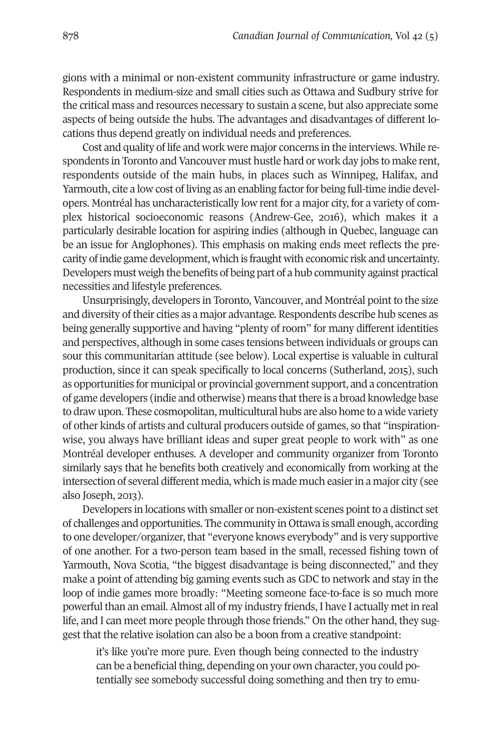gions with a minimal or non-existent community infrastructure or game industry. Respondents in medium-size and small cities such as Ottawa and Sudbury strive for the critical mass and resources necessary to sustain a scene, but also appreciate some aspects of being outside the hubs. The advantages and disadvantages of different locations thus depend greatly on individual needs and preferences.

Cost and quality of life and work were major concerns in the interviews. While respondents in Toronto and Vancouver must hustle hard or work day jobs to make rent, respondents outside of the main hubs, in places such as Winnipeg, Halifax, and Yarmouth, cite a low cost of living as an enabling factor for being full-time indie developers. Montréal has uncharacteristically low rent for a major city, for a variety of complex historical socioeconomic reasons (Andrew-Gee, 2016), which makes it a particularly desirable location for aspiring indies (although in Quebec, language can be an issue for Anglophones). This emphasis on making ends meet reflects the precarity of indie game development, which is fraught with economic risk and uncertainty. Developers must weigh the benefits of being part of a hub community against practical necessities and lifestyle preferences.

Unsurprisingly, developers in Toronto, Vancouver, and Montréal point to the size and diversity of their cities as a major advantage. Respondents describe hub scenes as being generally supportive and having "plenty of room" for many different identities and perspectives, although in some cases tensions between individuals or groups can sour this communitarian attitude (see below). Local expertise is valuable in cultural production, since it can speak specifically to local concerns (Sutherland, 2015), such as opportunities for municipal or provincial government support, and a concentration of game developers (indie and otherwise) means that there is a broad knowledge base to draw upon. These cosmopolitan, multicultural hubs are also home to a wide variety of other kinds of artists and cultural producers outside of games, so that "inspiration-wise, you always have brilliant ideas and super great people to work with" as one Montréal developer enthuses. A developer and community organizer from Toronto similarly says that he benefits both creatively and economically from working at the intersection of several different media, which is made much easier in a major city (see also Joseph, 2013).

Developers in locations with smaller or non-existent scenes point to a distinct set of challenges and opportunities. The community in Ottawa is small enough, according to one developer/organizer, that "everyone knows everybody" and is very supportive of one another. For a two-person team based in the small, recessed fishing town of Yarmouth, Nova Scotia, "the biggest disadvantage is being disconnected," and they make a point of attending big gaming events such as GDC to network and stay in the loop of indie games more broadly: "Meeting someone face-to-face is so much more powerful than an email. Almost all of my industry friends, I have I actually met in real life, and I can meet more people through those friends." On the other hand, they suggest that the relative isolation can also be a boon from a creative standpoint:

> it's like you're more pure. Even though being connected to the industry can be a beneficial thing, depending on your own character, you could potentially see somebody successful doing something and then try to emu-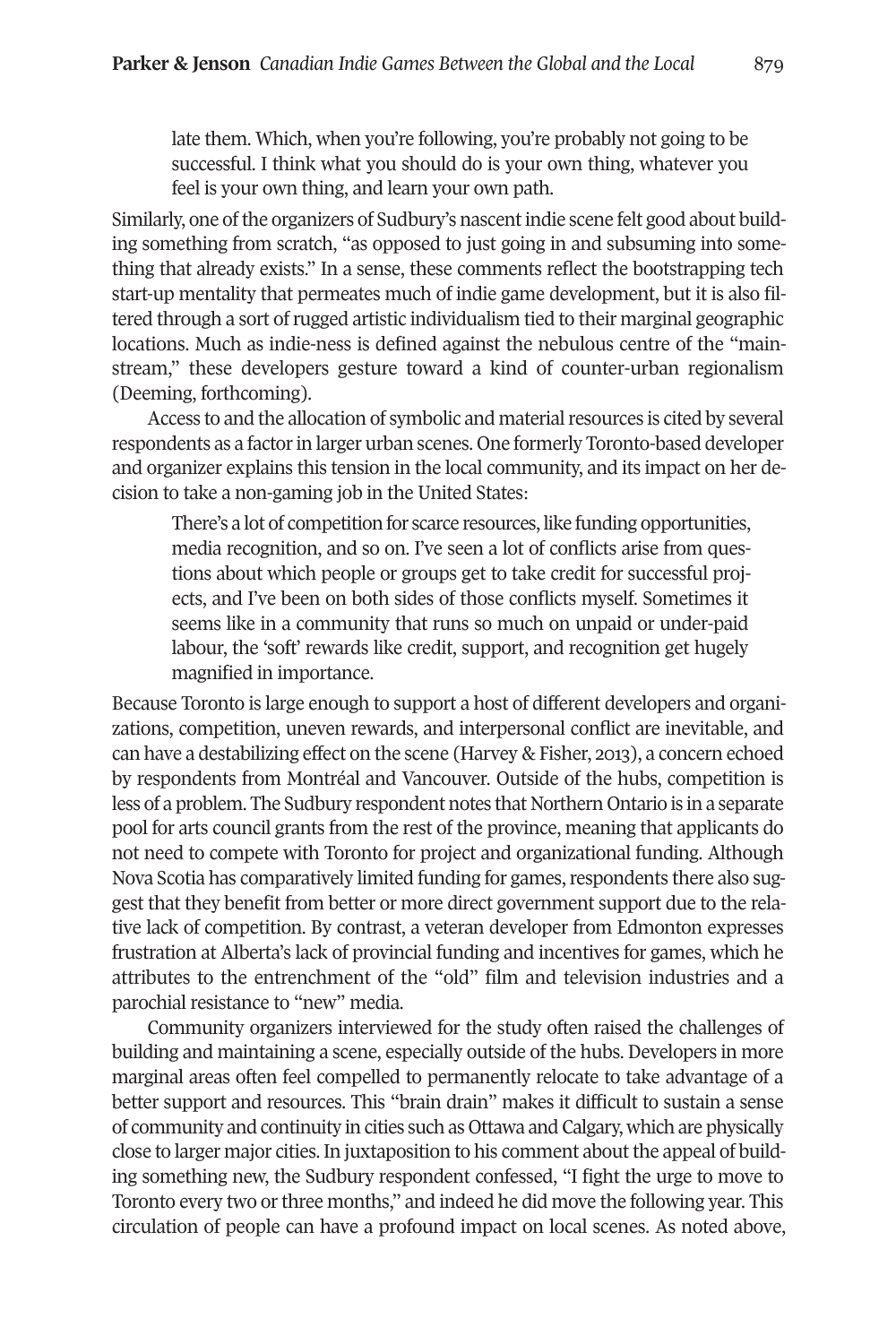> late them. Which, when you're following, you're probably not going to be successful. I think what you should do is your own thing, whatever you feel is your own thing, and learn your own path.

Similarly, one of the organizers of Sudbury's nascent indie scene felt good about building something from scratch, "as opposed to just going in and subsuming into something that already exists." In a sense, these comments reflect the bootstrapping tech start-up mentality that permeates much of indie game development, but it is also filtered through a sort of rugged artistic individualism tied to their marginal geographic locations. Much as indie-ness is defined against the nebulous centre of the "mainstream," these developers gesture toward a kind of counter-urban regionalism (Deeming, forthcoming).

Access to and the allocation of symbolic and material resources is cited by several respondents as a factor in larger urban scenes. One formerly Toronto-based developer and organizer explains this tension in the local community, and its impact on her decision to take a non-gaming job in the United States:

> There's a lot of competition for scarce resources, like funding opportunities, media recognition, and so on. I've seen a lot of conflicts arise from questions about which people or groups get to take credit for successful projects, and I've been on both sides of those conflicts myself. Sometimes it seems like in a community that runs so much on unpaid or under-paid labour, the 'soft' rewards like credit, support, and recognition get hugely magnified in importance.

Because Toronto is large enough to support a host of different developers and organizations, competition, uneven rewards, and interpersonal conflict are inevitable, and can have a destabilizing effect on the scene (Harvey & Fisher, 2013), a concern echoed by respondents from Montréal and Vancouver. Outside of the hubs, competition is less of a problem. The Sudbury respondent notes that Northern Ontario is in a separate pool for arts council grants from the rest of the province, meaning that applicants do not need to compete with Toronto for project and organizational funding. Although Nova Scotia has comparatively limited funding for games, respondents there also suggest that they benefit from better or more direct government support due to the relative lack of competition. By contrast, a veteran developer from Edmonton expresses frustration at Alberta's lack of provincial funding and incentives for games, which he attributes to the entrenchment of the "old" film and television industries and a parochial resistance to "new" media.

Community organizers interviewed for the study often raised the challenges of building and maintaining a scene, especially outside of the hubs. Developers in more marginal areas often feel compelled to permanently relocate to take advantage of a better support and resources. This "brain drain" makes it difficult to sustain a sense of community and continuity in cities such as Ottawa and Calgary, which are physically close to larger major cities. In juxtaposition to his comment about the appeal of building something new, the Sudbury respondent confessed, "I fight the urge to move to Toronto every two or three months," and indeed he did move the following year. This circulation of people can have a profound impact on local scenes. As noted above,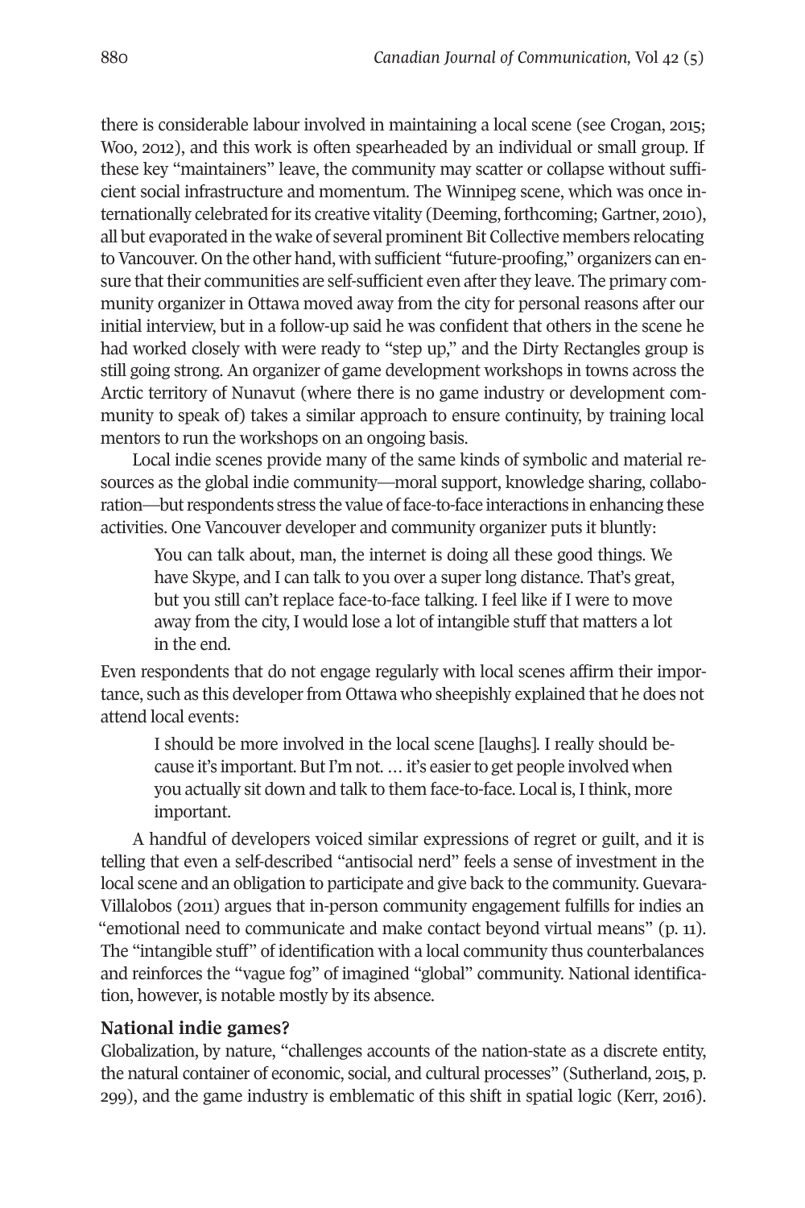there is considerable labour involved in maintaining a local scene (see Crogan, 2015; Woo, 2012), and this work is often spearheaded by an individual or small group. If these key "maintainers" leave, the community may scatter or collapse without sufficient social infrastructure and momentum. The Winnipeg scene, which was once internationally celebrated for its creative vitality (Deeming, forthcoming; Gartner, 2010), all but evaporated in the wake of several prominent Bit Collective members relocating to Vancouver. On the other hand, with sufficient "future-proofing," organizers can ensure that their communities are self-sufficient even after they leave. The primary community organizer in Ottawa moved away from the city for personal reasons after our initial interview, but in a follow-up said he was confident that others in the scene he had worked closely with were ready to "step up," and the Dirty Rectangles group is still going strong. An organizer of game development workshops in towns across the Arctic territory of Nunavut (where there is no game industry or development community to speak of) takes a similar approach to ensure continuity, by training local mentors to run the workshops on an ongoing basis.

Local indie scenes provide many of the same kinds of symbolic and material resources as the global indie community—moral support, knowledge sharing, collaboration—but respondents stress the value of face-to-face interactions in enhancing these activities. One Vancouver developer and community organizer puts it bluntly:

> You can talk about, man, the internet is doing all these good things. We have Skype, and I can talk to you over a super long distance. That's great, but you still can't replace face-to-face talking. I feel like if I were to move away from the city, I would lose a lot of intangible stuff that matters a lot in the end.

Even respondents that do not engage regularly with local scenes affirm their importance, such as this developer from Ottawa who sheepishly explained that he does not attend local events:

> I should be more involved in the local scene [laughs]. I really should because it's important. But I'm not. … it's easier to get people involved when you actually sit down and talk to them face-to-face. Local is, I think, more important.

A handful of developers voiced similar expressions of regret or guilt, and it is telling that even a self-described "antisocial nerd" feels a sense of investment in the local scene and an obligation to participate and give back to the community. Guevara-Villalobos (2011) argues that in-person community engagement fulfills for indies an "emotional need to communicate and make contact beyond virtual means" (p. 11). The "intangible stuff" of identification with a local community thus counterbalances and reinforces the "vague fog" of imagined "global" community. National identification, however, is notable mostly by its absence.

**National indie games?**

Globalization, by nature, "challenges accounts of the nation-state as a discrete entity, the natural container of economic, social, and cultural processes" (Sutherland, 2015, p. 299), and the game industry is emblematic of this shift in spatial logic (Kerr, 2016).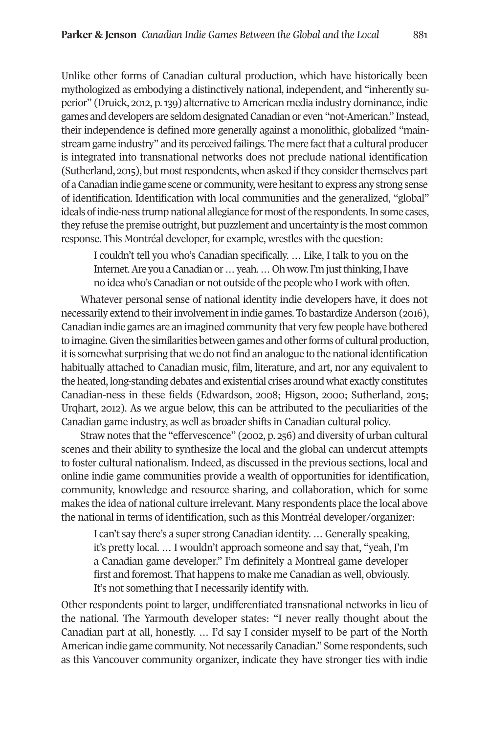Unlike other forms of Canadian cultural production, which have historically been mythologized as embodying a distinctively national, independent, and "inherently superior" (Druick, 2012, p. 139) alternative to American media industry dominance, indie games and developers are seldom designated Canadian or even "not-American." Instead, their independence is defined more generally against a monolithic, globalized "mainstream game industry" and its perceived failings. The mere fact that a cultural producer is integrated into transnational networks does not preclude national identification (Sutherland, 2015), but most respondents, when asked if they consider themselves part of a Canadian indie game scene or community, were hesitant to express any strong sense of identification. Identification with local communities and the generalized, "global" ideals of indie-ness trump national allegiance for most of the respondents. In some cases, they refuse the premise outright, but puzzlement and uncertainty is the most common response. This Montréal developer, for example, wrestles with the question:

> I couldn't tell you who's Canadian specifically. … Like, I talk to you on the Internet. Are you a Canadian or … yeah. … Oh wow. I'm just thinking, I have no idea who's Canadian or not outside of the people who I work with often.

Whatever personal sense of national identity indie developers have, it does not necessarily extend to their involvement in indie games. To bastardize Anderson (2016), Canadian indie games are an imagined community that very few people have bothered to imagine. Given the similarities between games and other forms of cultural production, it is somewhat surprising that we do not find an analogue to the national identification habitually attached to Canadian music, film, literature, and art, nor any equivalent to the heated, long-standing debates and existential crises around what exactly constitutes Canadian-ness in these fields (Edwardson, 2008; Higson, 2000; Sutherland, 2015; Urqhart, 2012). As we argue below, this can be attributed to the peculiarities of the Canadian game industry, as well as broader shifts in Canadian cultural policy.

Straw notes that the "effervescence" (2002, p. 256) and diversity of urban cultural scenes and their ability to synthesize the local and the global can undercut attempts to foster cultural nationalism. Indeed, as discussed in the previous sections, local and online indie game communities provide a wealth of opportunities for identification, community, knowledge and resource sharing, and collaboration, which for some makes the idea of national culture irrelevant. Many respondents place the local above the national in terms of identification, such as this Montréal developer/organizer:

> I can't say there's a super strong Canadian identity. … Generally speaking, it's pretty local. … I wouldn't approach someone and say that, "yeah, I'm a Canadian game developer." I'm definitely a Montreal game developer first and foremost. That happens to make me Canadian as well, obviously. It's not something that I necessarily identify with.

Other respondents point to larger, undifferentiated transnational networks in lieu of the national. The Yarmouth developer states: "I never really thought about the Canadian part at all, honestly. … I'd say I consider myself to be part of the North American indie game community. Not necessarily Canadian." Some respondents, such as this Vancouver community organizer, indicate they have stronger ties with indie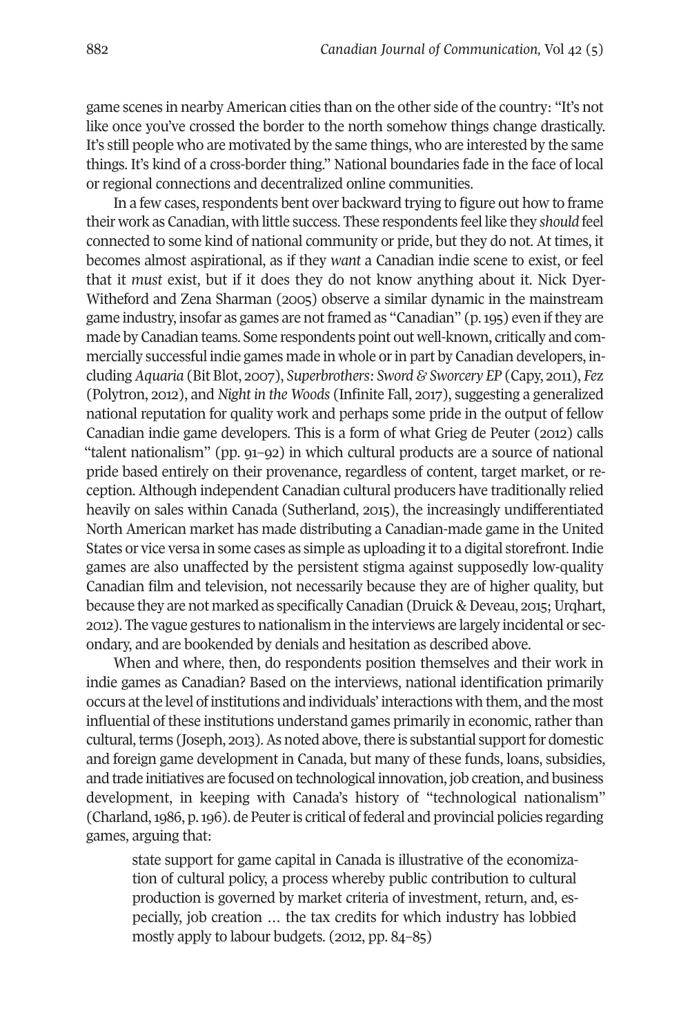game scenes in nearby American cities than on the other side of the country: "It's not like once you've crossed the border to the north somehow things change drastically. It's still people who are motivated by the same things, who are interested by the same things. It's kind of a cross-border thing." National boundaries fade in the face of local or regional connections and decentralized online communities.

In a few cases, respondents bent over backward trying to figure out how to frame their work as Canadian, with little success. These respondents feel like they *should* feel connected to some kind of national community or pride, but they do not. At times, it becomes almost aspirational, as if they *want* a Canadian indie scene to exist, or feel that it *must* exist, but if it does they do not know anything about it. Nick Dyer-Witheford and Zena Sharman (2005) observe a similar dynamic in the mainstream game industry, insofar as games are not framed as "Canadian" (p. 195) even if they are made by Canadian teams. Some respondents point out well-known, critically and commercially successful indie games made in whole or in part by Canadian developers, including *Aquaria* (Bit Blot, 2007), *Superbrothers: Sword & Sworcery EP* (Capy, 2011), *Fez* (Polytron, 2012), and *Night in the Woods* (Infinite Fall, 2017), suggesting a generalized national reputation for quality work and perhaps some pride in the output of fellow Canadian indie game developers. This is a form of what Grieg de Peuter (2012) calls "talent nationalism" (pp. 91–92) in which cultural products are a source of national pride based entirely on their provenance, regardless of content, target market, or reception. Although independent Canadian cultural producers have traditionally relied heavily on sales within Canada (Sutherland, 2015), the increasingly undifferentiated North American market has made distributing a Canadian-made game in the United States or vice versa in some cases as simple as uploading it to a digital storefront. Indie games are also unaffected by the persistent stigma against supposedly low-quality Canadian film and television, not necessarily because they are of higher quality, but because they are not marked as specifically Canadian (Druick & Deveau, 2015; Urqhart, 2012). The vague gestures to nationalism in the interviews are largely incidental or secondary, and are bookended by denials and hesitation as described above.

When and where, then, do respondents position themselves and their work in indie games as Canadian? Based on the interviews, national identification primarily occurs at the level of institutions and individuals' interactions with them, and the most influential of these institutions understand games primarily in economic, rather than cultural, terms (Joseph, 2013). As noted above, there is substantial support for domestic and foreign game development in Canada, but many of these funds, loans, subsidies, and trade initiatives are focused on technological innovation, job creation, and business development, in keeping with Canada's history of "technological nationalism" (Charland, 1986, p. 196). de Peuter is critical of federal and provincial policies regarding games, arguing that:

> state support for game capital in Canada is illustrative of the economization of cultural policy, a process whereby public contribution to cultural production is governed by market criteria of investment, return, and, especially, job creation … the tax credits for which industry has lobbied mostly apply to labour budgets. (2012, pp. 84–85)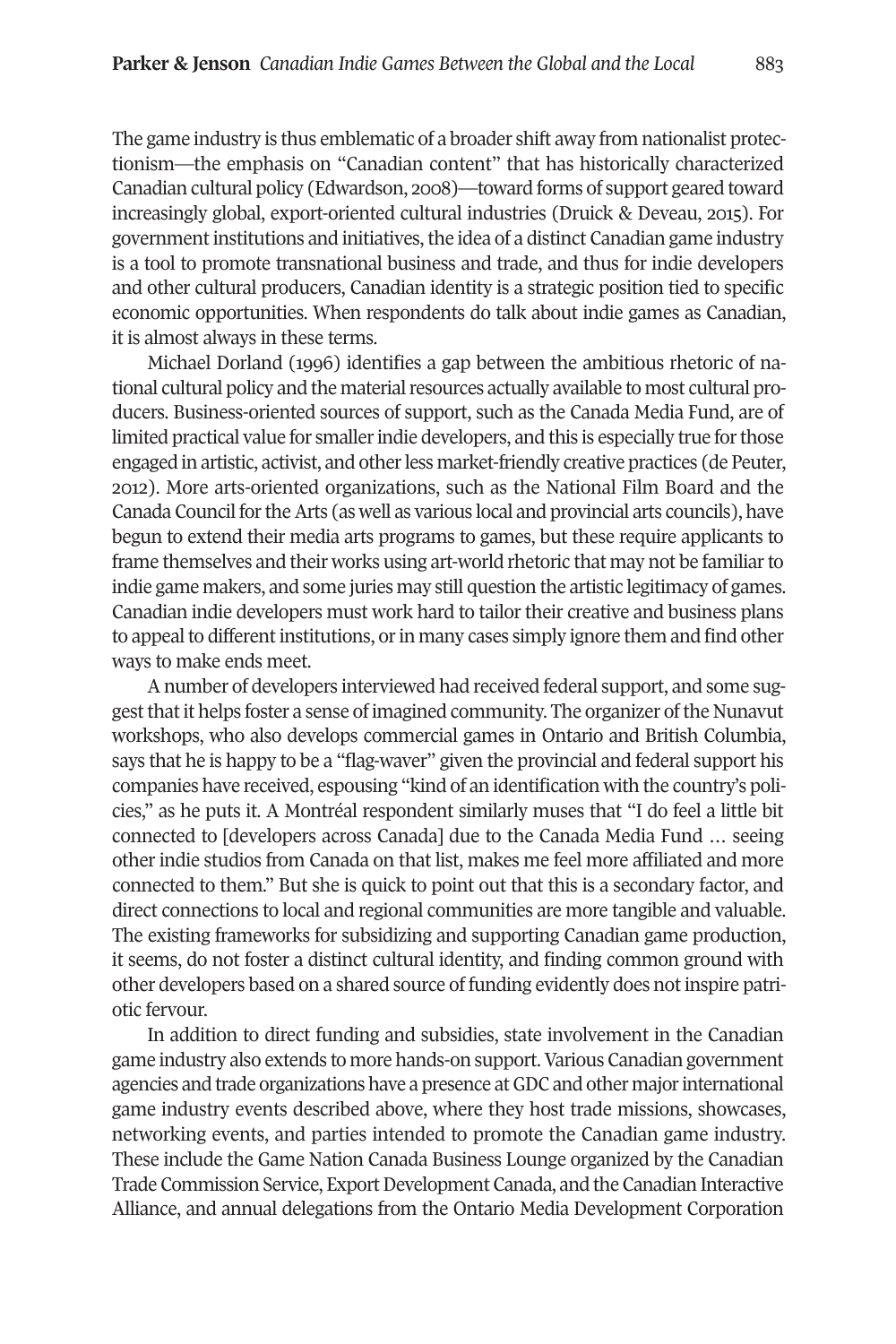The game industry is thus emblematic of a broader shift away from nationalist protectionism—the emphasis on "Canadian content" that has historically characterized Canadian cultural policy (Edwardson, 2008)—toward forms of support geared toward increasingly global, export-oriented cultural industries (Druick & Deveau, 2015). For government institutions and initiatives, the idea of a distinct Canadian game industry is a tool to promote transnational business and trade, and thus for indie developers and other cultural producers, Canadian identity is a strategic position tied to specific economic opportunities. When respondents do talk about indie games as Canadian, it is almost always in these terms.

Michael Dorland (1996) identifies a gap between the ambitious rhetoric of national cultural policy and the material resources actually available to most cultural producers. Business-oriented sources of support, such as the Canada Media Fund, are of limited practical value for smaller indie developers, and this is especially true for those engaged in artistic, activist, and other less market-friendly creative practices (de Peuter, 2012). More arts-oriented organizations, such as the National Film Board and the Canada Council for the Arts (as well as various local and provincial arts councils), have begun to extend their media arts programs to games, but these require applicants to frame themselves and their works using art-world rhetoric that may not be familiar to indie game makers, and some juries may still question the artistic legitimacy of games. Canadian indie developers must work hard to tailor their creative and business plans to appeal to different institutions, or in many cases simply ignore them and find other ways to make ends meet.

A number of developers interviewed had received federal support, and some suggest that it helps foster a sense of imagined community. The organizer of the Nunavut workshops, who also develops commercial games in Ontario and British Columbia, says that he is happy to be a "flag-waver" given the provincial and federal support his companies have received, espousing "kind of an identification with the country's policies," as he puts it. A Montréal respondent similarly muses that "I do feel a little bit connected to [developers across Canada] due to the Canada Media Fund … seeing other indie studios from Canada on that list, makes me feel more affiliated and more connected to them." But she is quick to point out that this is a secondary factor, and direct connections to local and regional communities are more tangible and valuable. The existing frameworks for subsidizing and supporting Canadian game production, it seems, do not foster a distinct cultural identity, and finding common ground with other developers based on a shared source of funding evidently does not inspire patriotic fervour.

In addition to direct funding and subsidies, state involvement in the Canadian game industry also extends to more hands-on support. Various Canadian government agencies and trade organizations have a presence at GDC and other major international game industry events described above, where they host trade missions, showcases, networking events, and parties intended to promote the Canadian game industry. These include the Game Nation Canada Business Lounge organized by the Canadian Trade Commission Service, Export Development Canada, and the Canadian Interactive Alliance, and annual delegations from the Ontario Media Development Corporation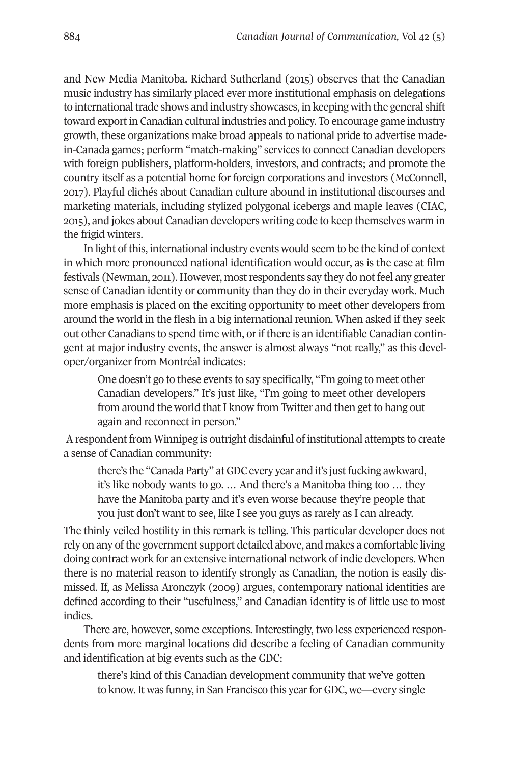and New Media Manitoba. Richard Sutherland (2015) observes that the Canadian music industry has similarly placed ever more institutional emphasis on delegations to international trade shows and industry showcases, in keeping with the general shift toward export in Canadian cultural industries and policy. To encourage game industry growth, these organizations make broad appeals to national pride to advertise made-in-Canada games; perform "match-making" services to connect Canadian developers with foreign publishers, platform-holders, investors, and contracts; and promote the country itself as a potential home for foreign corporations and investors (McConnell, 2017). Playful clichés about Canadian culture abound in institutional discourses and marketing materials, including stylized polygonal icebergs and maple leaves (CIAC, 2015), and jokes about Canadian developers writing code to keep themselves warm in the frigid winters.

In light of this, international industry events would seem to be the kind of context in which more pronounced national identification would occur, as is the case at film festivals (Newman, 2011). However, most respondents say they do not feel any greater sense of Canadian identity or community than they do in their everyday work. Much more emphasis is placed on the exciting opportunity to meet other developers from around the world in the flesh in a big international reunion. When asked if they seek out other Canadians to spend time with, or if there is an identifiable Canadian contingent at major industry events, the answer is almost always "not really," as this developer/organizer from Montréal indicates:

> One doesn't go to these events to say specifically, "I'm going to meet other Canadian developers." It's just like, "I'm going to meet other developers from around the world that I know from Twitter and then get to hang out again and reconnect in person."

A respondent from Winnipeg is outright disdainful of institutional attempts to create a sense of Canadian community:

> there's the "Canada Party" at GDC every year and it's just fucking awkward, it's like nobody wants to go. … And there's a Manitoba thing too … they have the Manitoba party and it's even worse because they're people that you just don't want to see, like I see you guys as rarely as I can already.

The thinly veiled hostility in this remark is telling. This particular developer does not rely on any of the government support detailed above, and makes a comfortable living doing contract work for an extensive international network of indie developers. When there is no material reason to identify strongly as Canadian, the notion is easily dismissed. If, as Melissa Aronczyk (2009) argues, contemporary national identities are defined according to their "usefulness," and Canadian identity is of little use to most indies.

There are, however, some exceptions. Interestingly, two less experienced respondents from more marginal locations did describe a feeling of Canadian community and identification at big events such as the GDC:

> there's kind of this Canadian development community that we've gotten to know. It was funny, in San Francisco this year for GDC, we—every single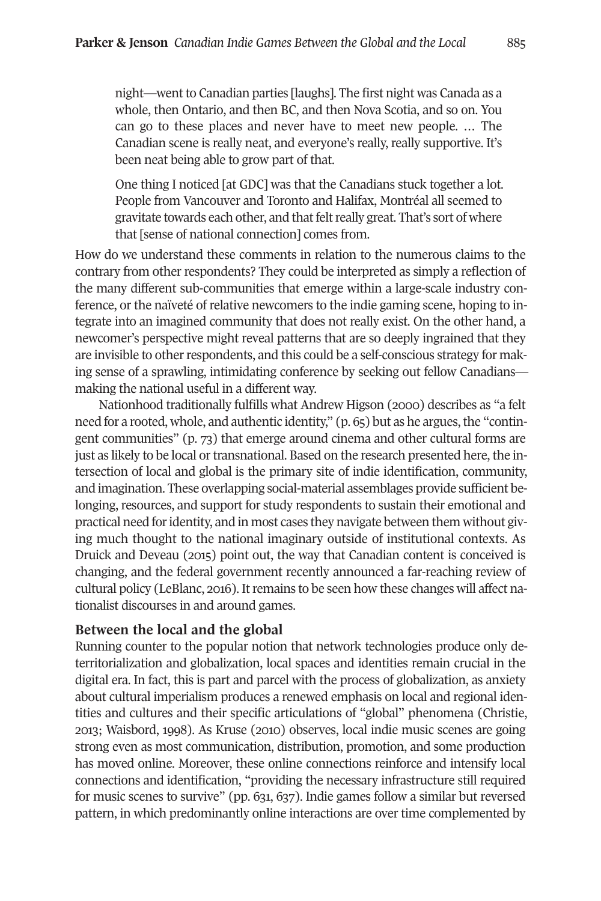night—went to Canadian parties [laughs]. The first night was Canada as a whole, then Ontario, and then BC, and then Nova Scotia, and so on. You can go to these places and never have to meet new people. … The Canadian scene is really neat, and everyone's really, really supportive. It's been neat being able to grow part of that.

One thing I noticed [at GDC] was that the Canadians stuck together a lot. People from Vancouver and Toronto and Halifax, Montréal all seemed to gravitate towards each other, and that felt really great. That's sort of where that [sense of national connection] comes from.

How do we understand these comments in relation to the numerous claims to the contrary from other respondents? They could be interpreted as simply a reflection of the many different sub-communities that emerge within a large-scale industry conference, or the naïveté of relative newcomers to the indie gaming scene, hoping to integrate into an imagined community that does not really exist. On the other hand, a newcomer's perspective might reveal patterns that are so deeply ingrained that they are invisible to other respondents, and this could be a self-conscious strategy for making sense of a sprawling, intimidating conference by seeking out fellow Canadians—making the national useful in a different way.

Nationhood traditionally fulfills what Andrew Higson (2000) describes as "a felt need for a rooted, whole, and authentic identity," (p. 65) but as he argues, the "contingent communities" (p. 73) that emerge around cinema and other cultural forms are just as likely to be local or transnational. Based on the research presented here, the intersection of local and global is the primary site of indie identification, community, and imagination. These overlapping social-material assemblages provide sufficient belonging, resources, and support for study respondents to sustain their emotional and practical need for identity, and in most cases they navigate between them without giving much thought to the national imaginary outside of institutional contexts. As Druick and Deveau (2015) point out, the way that Canadian content is conceived is changing, and the federal government recently announced a far-reaching review of cultural policy (LeBlanc, 2016). It remains to be seen how these changes will affect nationalist discourses in and around games.

## Between the local and the global

Running counter to the popular notion that network technologies produce only deterritorialization and globalization, local spaces and identities remain crucial in the digital era. In fact, this is part and parcel with the process of globalization, as anxiety about cultural imperialism produces a renewed emphasis on local and regional identities and cultures and their specific articulations of "global" phenomena (Christie, 2013; Waisbord, 1998). As Kruse (2010) observes, local indie music scenes are going strong even as most communication, distribution, promotion, and some production has moved online. Moreover, these online connections reinforce and intensify local connections and identification, "providing the necessary infrastructure still required for music scenes to survive" (pp. 631, 637). Indie games follow a similar but reversed pattern, in which predominantly online interactions are over time complemented by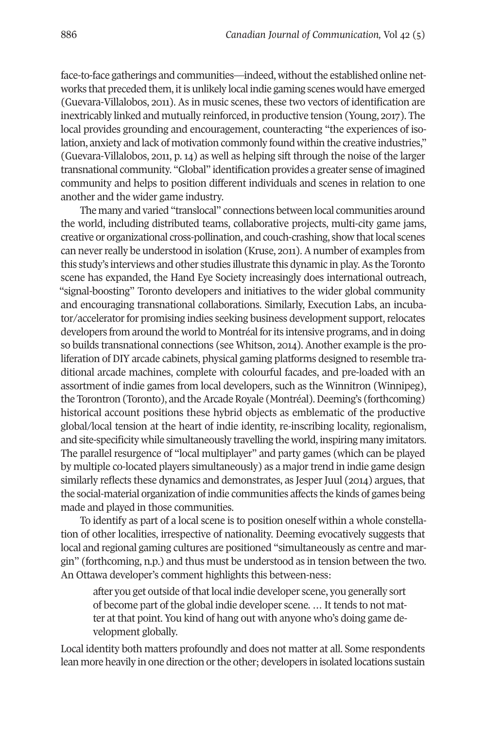face-to-face gatherings and communities—indeed, without the established online networks that preceded them, it is unlikely local indie gaming scenes would have emerged (Guevara-Villalobos, 2011). As in music scenes, these two vectors of identification are inextricably linked and mutually reinforced, in productive tension (Young, 2017). The local provides grounding and encouragement, counteracting "the experiences of isolation, anxiety and lack of motivation commonly found within the creative industries," (Guevara-Villalobos, 2011, p. 14) as well as helping sift through the noise of the larger transnational community. "Global" identification provides a greater sense of imagined community and helps to position different individuals and scenes in relation to one another and the wider game industry.

The many and varied "translocal" connections between local communities around the world, including distributed teams, collaborative projects, multi-city game jams, creative or organizational cross-pollination, and couch-crashing, show that local scenes can never really be understood in isolation (Kruse, 2011). A number of examples from this study's interviews and other studies illustrate this dynamic in play. As the Toronto scene has expanded, the Hand Eye Society increasingly does international outreach, "signal-boosting" Toronto developers and initiatives to the wider global community and encouraging transnational collaborations. Similarly, Execution Labs, an incubator/accelerator for promising indies seeking business development support, relocates developers from around the world to Montréal for its intensive programs, and in doing so builds transnational connections (see Whitson, 2014). Another example is the proliferation of DIY arcade cabinets, physical gaming platforms designed to resemble traditional arcade machines, complete with colourful facades, and pre-loaded with an assortment of indie games from local developers, such as the Winnitron (Winnipeg), the Torontron (Toronto), and the Arcade Royale (Montréal). Deeming's (forthcoming) historical account positions these hybrid objects as emblematic of the productive global/local tension at the heart of indie identity, re-inscribing locality, regionalism, and site-specificity while simultaneously travelling the world, inspiring many imitators. The parallel resurgence of "local multiplayer" and party games (which can be played by multiple co-located players simultaneously) as a major trend in indie game design similarly reflects these dynamics and demonstrates, as Jesper Juul (2014) argues, that the social-material organization of indie communities affects the kinds of games being made and played in those communities.

To identify as part of a local scene is to position oneself within a whole constellation of other localities, irrespective of nationality. Deeming evocatively suggests that local and regional gaming cultures are positioned "simultaneously as centre and margin" (forthcoming, n.p.) and thus must be understood as in tension between the two. An Ottawa developer's comment highlights this between-ness:

> after you get outside of that local indie developer scene, you generally sort of become part of the global indie developer scene. … It tends to not matter at that point. You kind of hang out with anyone who's doing game development globally.

Local identity both matters profoundly and does not matter at all. Some respondents lean more heavily in one direction or the other; developers in isolated locations sustain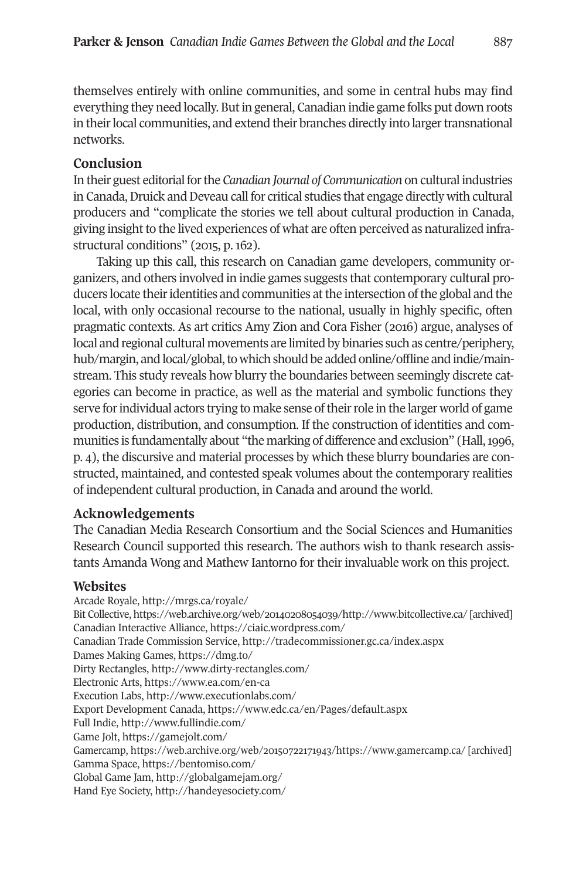themselves entirely with online communities, and some in central hubs may find everything they need locally. But in general, Canadian indie game folks put down roots in their local communities, and extend their branches directly into larger transnational networks.

## Conclusion

In their guest editorial for the *Canadian Journal of Communication* on cultural industries in Canada, Druick and Deveau call for critical studies that engage directly with cultural producers and "complicate the stories we tell about cultural production in Canada, giving insight to the lived experiences of what are often perceived as naturalized infrastructural conditions" (2015, p. 162).

Taking up this call, this research on Canadian game developers, community organizers, and others involved in indie games suggests that contemporary cultural producers locate their identities and communities at the intersection of the global and the local, with only occasional recourse to the national, usually in highly specific, often pragmatic contexts. As art critics Amy Zion and Cora Fisher (2016) argue, analyses of local and regional cultural movements are limited by binaries such as centre/periphery, hub/margin, and local/global, to which should be added online/offline and indie/mainstream. This study reveals how blurry the boundaries between seemingly discrete categories can become in practice, as well as the material and symbolic functions they serve for individual actors trying to make sense of their role in the larger world of game production, distribution, and consumption. If the construction of identities and communities is fundamentally about "the marking of difference and exclusion" (Hall, 1996, p. 4), the discursive and material processes by which these blurry boundaries are constructed, maintained, and contested speak volumes about the contemporary realities of independent cultural production, in Canada and around the world.

## Acknowledgements

The Canadian Media Research Consortium and the Social Sciences and Humanities Research Council supported this research. The authors wish to thank research assistants Amanda Wong and Mathew Iantorno for their invaluable work on this project.

## Websites

Arcade Royale, http://mrgs.ca/royale/
Bit Collective, https://web.archive.org/web/20140208054039/http://www.bitcollective.ca/ [archived]
Canadian Interactive Alliance, https://ciaic.wordpress.com/
Canadian Trade Commission Service, http://tradecommissioner.gc.ca/index.aspx
Dames Making Games, https://dmg.to/
Dirty Rectangles, http://www.dirty-rectangles.com/
Electronic Arts, https://www.ea.com/en-ca
Execution Labs, http://www.executionlabs.com/
Export Development Canada, https://www.edc.ca/en/Pages/default.aspx
Full Indie, http://www.fullindie.com/
Game Jolt, https://gamejolt.com/
Gamercamp, https://web.archive.org/web/20150722171943/https://www.gamercamp.ca/ [archived]
Gamma Space, https://bentomiso.com/
Global Game Jam, http://globalgamejam.org/
Hand Eye Society, http://handeyesociety.com/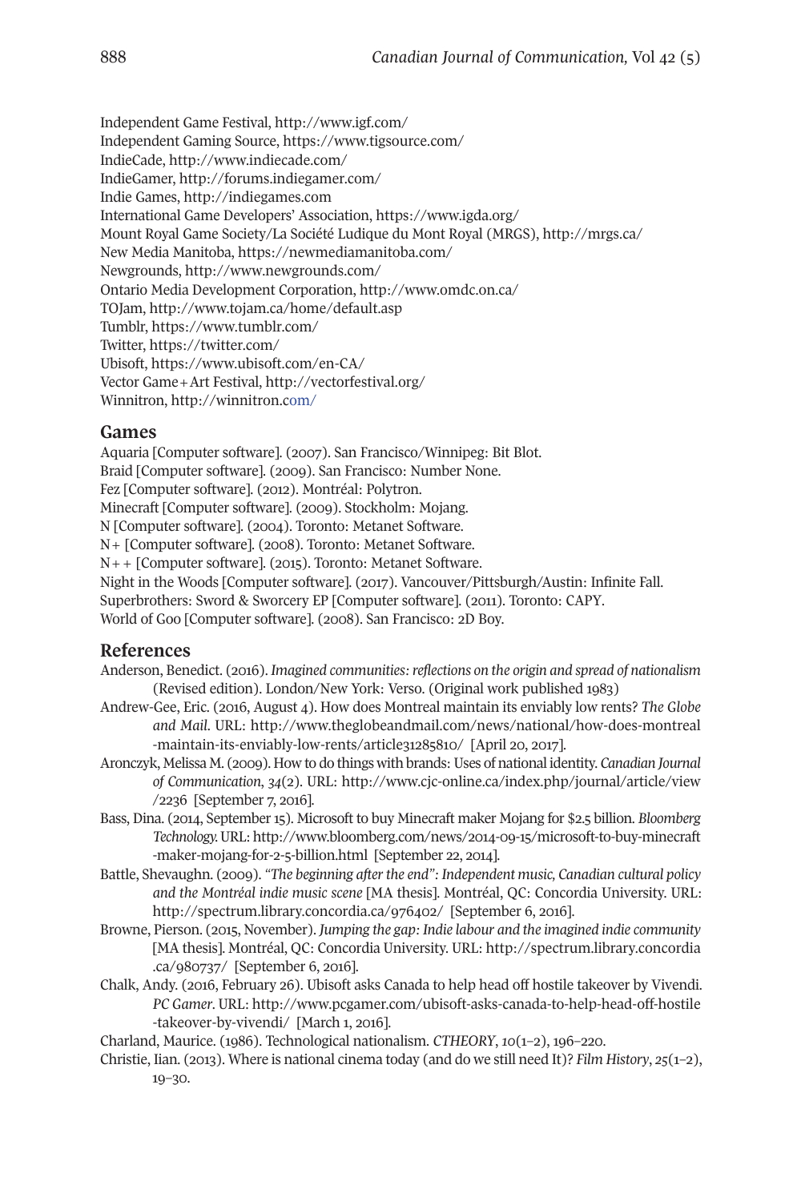Independent Game Festival, http://www.igf.com/
Independent Gaming Source, https://www.tigsource.com/
IndieCade, http://www.indiecade.com/
IndieGamer, http://forums.indiegamer.com/
Indie Games, http://indiegames.com
International Game Developers' Association, https://www.igda.org/
Mount Royal Game Society/La Société Ludique du Mont Royal (MRGS), http://mrgs.ca/
New Media Manitoba, https://newmediamanitoba.com/
Newgrounds, http://www.newgrounds.com/
Ontario Media Development Corporation, http://www.omdc.on.ca/
TOJam, http://www.tojam.ca/home/default.asp
Tumblr, https://www.tumblr.com/
Twitter, https://twitter.com/
Ubisoft, https://www.ubisoft.com/en-CA/
Vector Game+Art Festival, http://vectorfestival.org/
Winnitron, http://winnitron.com/

## Games

Aquaria [Computer software]. (2007). San Francisco/Winnipeg: Bit Blot.
Braid [Computer software]. (2009). San Francisco: Number None.
Fez [Computer software]. (2012). Montréal: Polytron.
Minecraft [Computer software]. (2009). Stockholm: Mojang.
N [Computer software]. (2004). Toronto: Metanet Software.
N+ [Computer software]. (2008). Toronto: Metanet Software.
N++ [Computer software]. (2015). Toronto: Metanet Software.
Night in the Woods [Computer software]. (2017). Vancouver/Pittsburgh/Austin: Infinite Fall.
Superbrothers: Sword & Sworcery EP [Computer software]. (2011). Toronto: CAPY.
World of Goo [Computer software]. (2008). San Francisco: 2D Boy.

## References

Anderson, Benedict. (2016). *Imagined communities: reflections on the origin and spread of nationalism* (Revised edition). London/New York: Verso. (Original work published 1983)

Andrew-Gee, Eric. (2016, August 4). How does Montreal maintain its enviably low rents? *The Globe and Mail*. URL: http://www.theglobeandmail.com/news/national/how-does-montreal-maintain-its-enviably-low-rents/article31285810/ [April 20, 2017].

Aronczyk, Melissa M. (2009). How to do things with brands: Uses of national identity. *Canadian Journal of Communication*, *34*(2). URL: http://www.cjc-online.ca/index.php/journal/article/view/2236 [September 7, 2016].

Bass, Dina. (2014, September 15). Microsoft to buy Minecraft maker Mojang for $2.5 billion. *Bloomberg Technology*. URL: http://www.bloomberg.com/news/2014-09-15/microsoft-to-buy-minecraft-maker-mojang-for-2-5-billion.html [September 22, 2014].

Battle, Shevaughn. (2009). *"The beginning after the end": Independent music, Canadian cultural policy and the Montréal indie music scene* [MA thesis]. Montréal, QC: Concordia University. URL: http://spectrum.library.concordia.ca/976402/ [September 6, 2016].

Browne, Pierson. (2015, November). *Jumping the gap: Indie labour and the imagined indie community* [MA thesis]. Montréal, QC: Concordia University. URL: http://spectrum.library.concordia.ca/980737/ [September 6, 2016].

Chalk, Andy. (2016, February 26). Ubisoft asks Canada to help head off hostile takeover by Vivendi. *PC Gamer*. URL: http://www.pcgamer.com/ubisoft-asks-canada-to-help-head-off-hostile-takeover-by-vivendi/ [March 1, 2016].

Charland, Maurice. (1986). Technological nationalism. *CTHEORY*, *10*(1–2), 196–220.

Christie, Ian. (2013). Where is national cinema today (and do we still need It)? *Film History*, *25*(1–2), 19–30.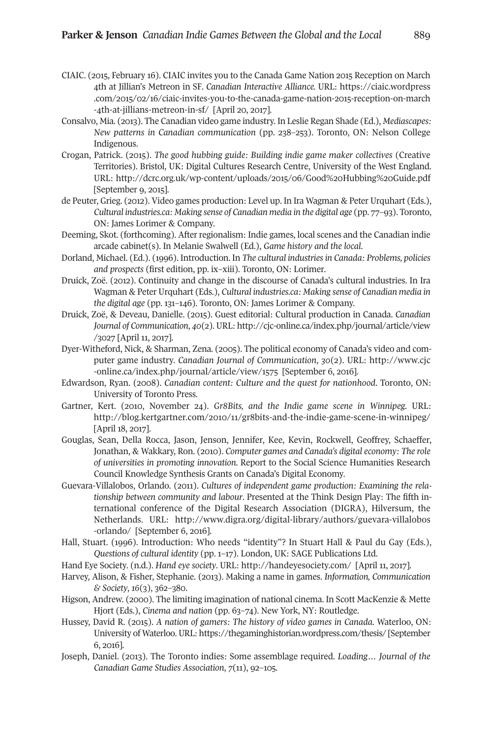CIAIC. (2015, February 16). CIAIC invites you to the Canada Game Nation 2015 Reception on March 4th at Jillian's Metreon in SF. *Canadian Interactive Alliance.* URL: https://ciaic.wordpress.com/2015/02/16/ciaic-invites-you-to-the-canada-game-nation-2015-reception-on-march-4th-at-jillians-metreon-in-sf/ [April 20, 2017].

Consalvo, Mia. (2013). The Canadian video game industry. In Leslie Regan Shade (Ed.), *Mediascapes: New patterns in Canadian communication* (pp. 238–253). Toronto, ON: Nelson College Indigenous.

Crogan, Patrick. (2015). *The good hubbing guide: Building indie game maker collectives* (Creative Territories). Bristol, UK: Digital Cultures Research Centre, University of the West England. URL: http://dcrc.org.uk/wp-content/uploads/2015/06/Good%20Hubbing%20Guide.pdf [September 9, 2015].

de Peuter, Grieg. (2012). Video games production: Level up. In Ira Wagman & Peter Urquhart (Eds.), *Cultural industries.ca: Making sense of Canadian media in the digital age* (pp. 77–93). Toronto, ON: James Lorimer & Company.

Deeming, Skot. (forthcoming). After regionalism: Indie games, local scenes and the Canadian indie arcade cabinet(s). In Melanie Swalwell (Ed.), *Game history and the local*.

Dorland, Michael. (Ed.). (1996). Introduction. In *The cultural industries in Canada: Problems, policies and prospects* (first edition, pp. ix–xiii). Toronto, ON: Lorimer.

Druick, Zoë. (2012). Continuity and change in the discourse of Canada's cultural industries. In Ira Wagman & Peter Urquhart (Eds.), *Cultural industries.ca: Making sense of Canadian media in the digital age* (pp. 131–146). Toronto, ON: James Lorimer & Company.

Druick, Zoë, & Deveau, Danielle. (2015). Guest editorial: Cultural production in Canada. *Canadian Journal of Communication*, *40*(2). URL: http://cjc-online.ca/index.php/journal/article/view/3027 [April 11, 2017].

Dyer-Witheford, Nick, & Sharman, Zena. (2005). The political economy of Canada's video and computer game industry. *Canadian Journal of Communication*, *30*(2). URL: http://www.cjc-online.ca/index.php/journal/article/view/1575 [September 6, 2016].

Edwardson, Ryan. (2008). *Canadian content: Culture and the quest for nationhood*. Toronto, ON: University of Toronto Press.

Gartner, Kert. (2010, November 24). *Gr8Bits, and the Indie game scene in Winnipeg.* URL: http://blog.kertgartner.com/2010/11/gr8bits-and-the-indie-game-scene-in-winnipeg/ [April 18, 2017].

Gouglas, Sean, Della Rocca, Jason, Jenson, Jennifer, Kee, Kevin, Rockwell, Geoffrey, Schaeffer, Jonathan, & Wakkary, Ron. (2010). *Computer games and Canada's digital economy: The role of universities in promoting innovation.* Report to the Social Science Humanities Research Council Knowledge Synthesis Grants on Canada's Digital Economy.

Guevara-Villalobos, Orlando. (2011). *Cultures of independent game production: Examining the relationship between community and labour*. Presented at the Think Design Play: The fifth international conference of the Digital Research Association (DIGRA), Hilversum, the Netherlands. URL: http://www.digra.org/digital-library/authors/guevara-villalobos-orlando/ [September 6, 2016].

Hall, Stuart. (1996). Introduction: Who needs "identity"? In Stuart Hall & Paul du Gay (Eds.), *Questions of cultural identity* (pp. 1–17). London, UK: SAGE Publications Ltd.

Hand Eye Society. (n.d.). *Hand eye society*. URL: http://handeyesociety.com/ [April 11, 2017].

Harvey, Alison, & Fisher, Stephanie. (2013). Making a name in games. *Information, Communication & Society*, *16*(3), 362–380.

Higson, Andrew. (2000). The limiting imagination of national cinema. In Scott MacKenzie & Mette Hjort (Eds.), *Cinema and nation* (pp. 63–74). New York, NY: Routledge.

Hussey, David R. (2015). *A nation of gamers: The history of video games in Canada.* Waterloo, ON: University of Waterloo. URL: https://thegaminghistorian.wordpress.com/thesis/ [September 6, 2016].

Joseph, Daniel. (2013). The Toronto indies: Some assemblage required. *Loading… Journal of the Canadian Game Studies Association*, *7*(11), 92–105.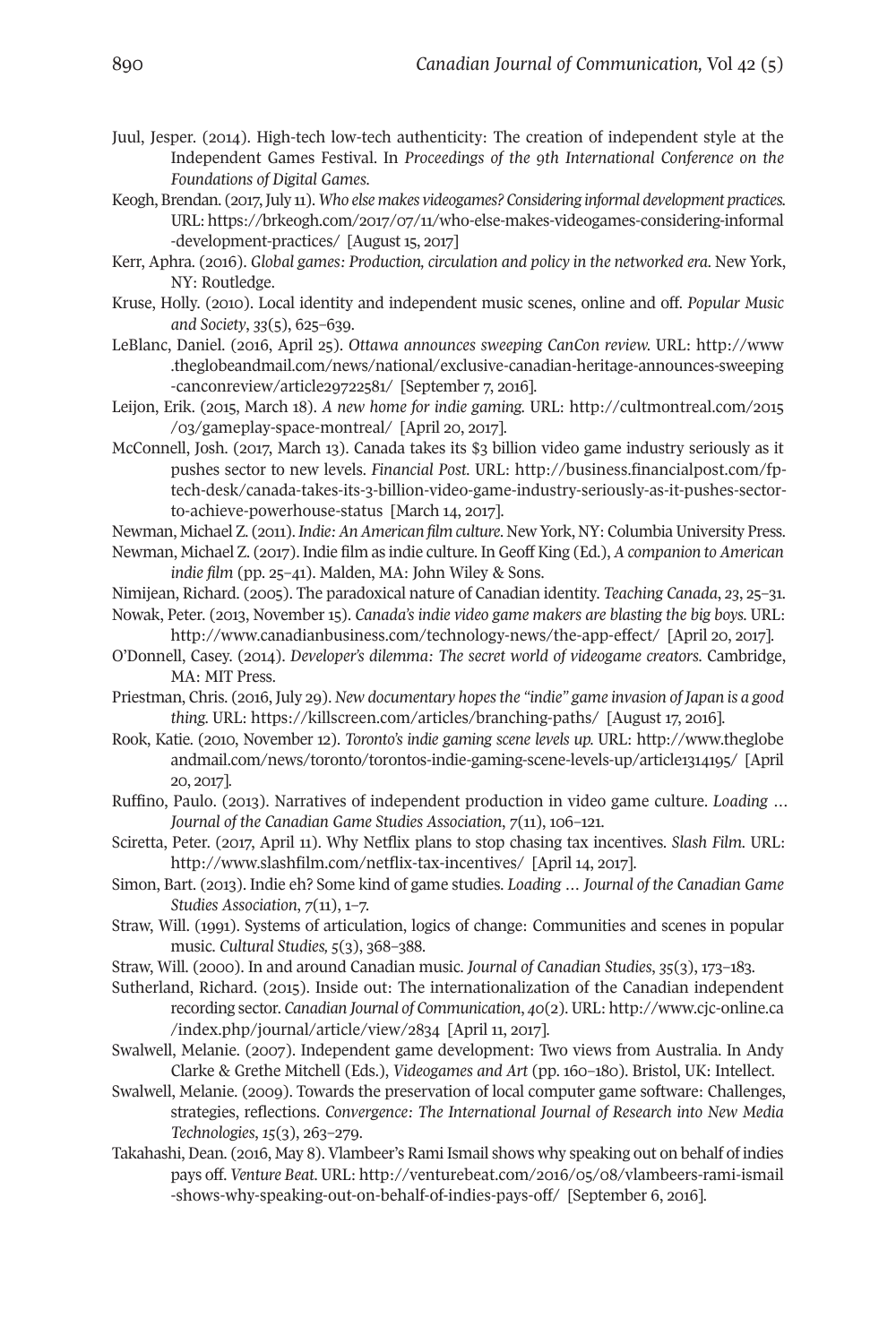Juul, Jesper. (2014). High-tech low-tech authenticity: The creation of independent style at the Independent Games Festival. In *Proceedings of the 9th International Conference on the Foundations of Digital Games*.

Keogh, Brendan. (2017, July 11). *Who else makes videogames? Considering informal development practices.* URL: https://brkeogh.com/2017/07/11/who-else-makes-videogames-considering-informal-development-practices/ [August 15, 2017]

Kerr, Aphra. (2016). *Global games: Production, circulation and policy in the networked era.* New York, NY: Routledge.

Kruse, Holly. (2010). Local identity and independent music scenes, online and off. *Popular Music and Society*, *33*(5), 625–639.

LeBlanc, Daniel. (2016, April 25). *Ottawa announces sweeping CanCon review.* URL: http://www.theglobeandmail.com/news/national/exclusive-canadian-heritage-announces-sweeping-canconreview/article29722581/ [September 7, 2016].

Leijon, Erik. (2015, March 18). *A new home for indie gaming.* URL: http://cultmontreal.com/2015/03/gameplay-space-montreal/ [April 20, 2017].

McConnell, Josh. (2017, March 13). Canada takes its $3 billion video game industry seriously as it pushes sector to new levels. *Financial Post.* URL: http://business.financialpost.com/fp-tech-desk/canada-takes-its-3-billion-video-game-industry-seriously-as-it-pushes-sector-to-achieve-powerhouse-status [March 14, 2017].

Newman, Michael Z. (2011). *Indie: An American film culture.* New York, NY: Columbia University Press.

Newman, Michael Z. (2017). Indie film as indie culture. In Geoff King (Ed.), *A companion to American indie film* (pp. 25–41). Malden, MA: John Wiley & Sons.

Nimijean, Richard. (2005). The paradoxical nature of Canadian identity. *Teaching Canada*, *23*, 25–31.

Nowak, Peter. (2013, November 15). *Canada's indie video game makers are blasting the big boys.* URL: http://www.canadianbusiness.com/technology-news/the-app-effect/ [April 20, 2017].

O'Donnell, Casey. (2014). *Developer's dilemma: The secret world of videogame creators.* Cambridge, MA: MIT Press.

Priestman, Chris. (2016, July 29). *New documentary hopes the "indie" game invasion of Japan is a good thing.* URL: https://killscreen.com/articles/branching-paths/ [August 17, 2016].

Rook, Katie. (2010, November 12). *Toronto's indie gaming scene levels up.* URL: http://www.theglobeandmail.com/news/toronto/torontos-indie-gaming-scene-levels-up/article1314195/ [April 20, 2017].

Ruffino, Paulo. (2013). Narratives of independent production in video game culture. *Loading … Journal of the Canadian Game Studies Association*, *7*(11), 106–121.

Sciretta, Peter. (2017, April 11). Why Netflix plans to stop chasing tax incentives. *Slash Film.* URL: http://www.slashfilm.com/netflix-tax-incentives/ [April 14, 2017].

Simon, Bart. (2013). Indie eh? Some kind of game studies. *Loading … Journal of the Canadian Game Studies Association*, *7*(11), 1–7.

Straw, Will. (1991). Systems of articulation, logics of change: Communities and scenes in popular music. *Cultural Studies, 5*(3), 368–388.

Straw, Will. (2000). In and around Canadian music. *Journal of Canadian Studies*, *35*(3), 173–183.

Sutherland, Richard. (2015). Inside out: The internationalization of the Canadian independent recording sector. *Canadian Journal of Communication*, *40*(2). URL: http://www.cjc-online.ca/index.php/journal/article/view/2834 [April 11, 2017].

Swalwell, Melanie. (2007). Independent game development: Two views from Australia. In Andy Clarke & Grethe Mitchell (Eds.), *Videogames and Art* (pp. 160–180). Bristol, UK: Intellect.

Swalwell, Melanie. (2009). Towards the preservation of local computer game software: Challenges, strategies, reflections. *Convergence: The International Journal of Research into New Media Technologies*, *15*(3), 263–279.

Takahashi, Dean. (2016, May 8). Vlambeer's Rami Ismail shows why speaking out on behalf of indies pays off. *Venture Beat.* URL: http://venturebeat.com/2016/05/08/vlambeers-rami-ismail-shows-why-speaking-out-on-behalf-of-indies-pays-off/ [September 6, 2016].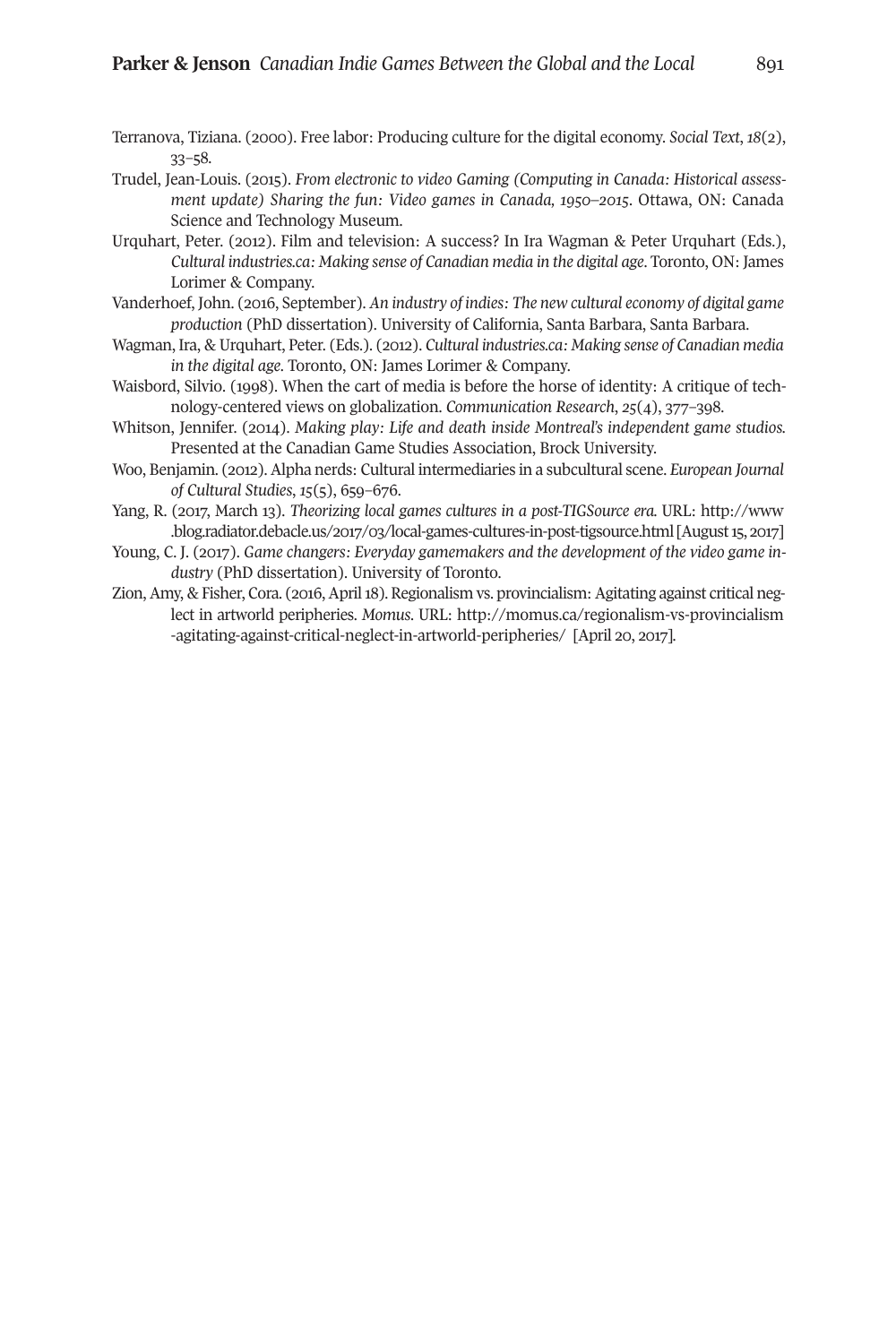Terranova, Tiziana. (2000). Free labor: Producing culture for the digital economy. *Social Text*, *18*(2), 33–58.

Trudel, Jean-Louis. (2015). *From electronic to video Gaming (Computing in Canada: Historical assessment update) Sharing the fun: Video games in Canada, 1950–2015*. Ottawa, ON: Canada Science and Technology Museum.

Urquhart, Peter. (2012). Film and television: A success? In Ira Wagman & Peter Urquhart (Eds.), *Cultural industries.ca: Making sense of Canadian media in the digital age*. Toronto, ON: James Lorimer & Company.

Vanderhoef, John. (2016, September). *An industry of indies: The new cultural economy of digital game production* (PhD dissertation). University of California, Santa Barbara, Santa Barbara.

Wagman, Ira, & Urquhart, Peter. (Eds.). (2012). *Cultural industries.ca: Making sense of Canadian media in the digital age*. Toronto, ON: James Lorimer & Company.

Waisbord, Silvio. (1998). When the cart of media is before the horse of identity: A critique of technology-centered views on globalization. *Communication Research*, *25*(4), 377–398.

Whitson, Jennifer. (2014). *Making play: Life and death inside Montreal's independent game studios.* Presented at the Canadian Game Studies Association, Brock University.

Woo, Benjamin. (2012). Alpha nerds: Cultural intermediaries in a subcultural scene. *European Journal of Cultural Studies*, *15*(5), 659–676.

Yang, R. (2017, March 13). *Theorizing local games cultures in a post-TIGSource era.* URL: http://www.blog.radiator.debacle.us/2017/03/local-games-cultures-in-post-tigsource.html [August 15, 2017]

Young, C. J. (2017). *Game changers: Everyday gamemakers and the development of the video game industry* (PhD dissertation). University of Toronto.

Zion, Amy, & Fisher, Cora. (2016, April 18). Regionalism vs. provincialism: Agitating against critical neglect in artworld peripheries. *Momus*. URL: http://momus.ca/regionalism-vs-provincialism-agitating-against-critical-neglect-in-artworld-peripheries/ [April 20, 2017].